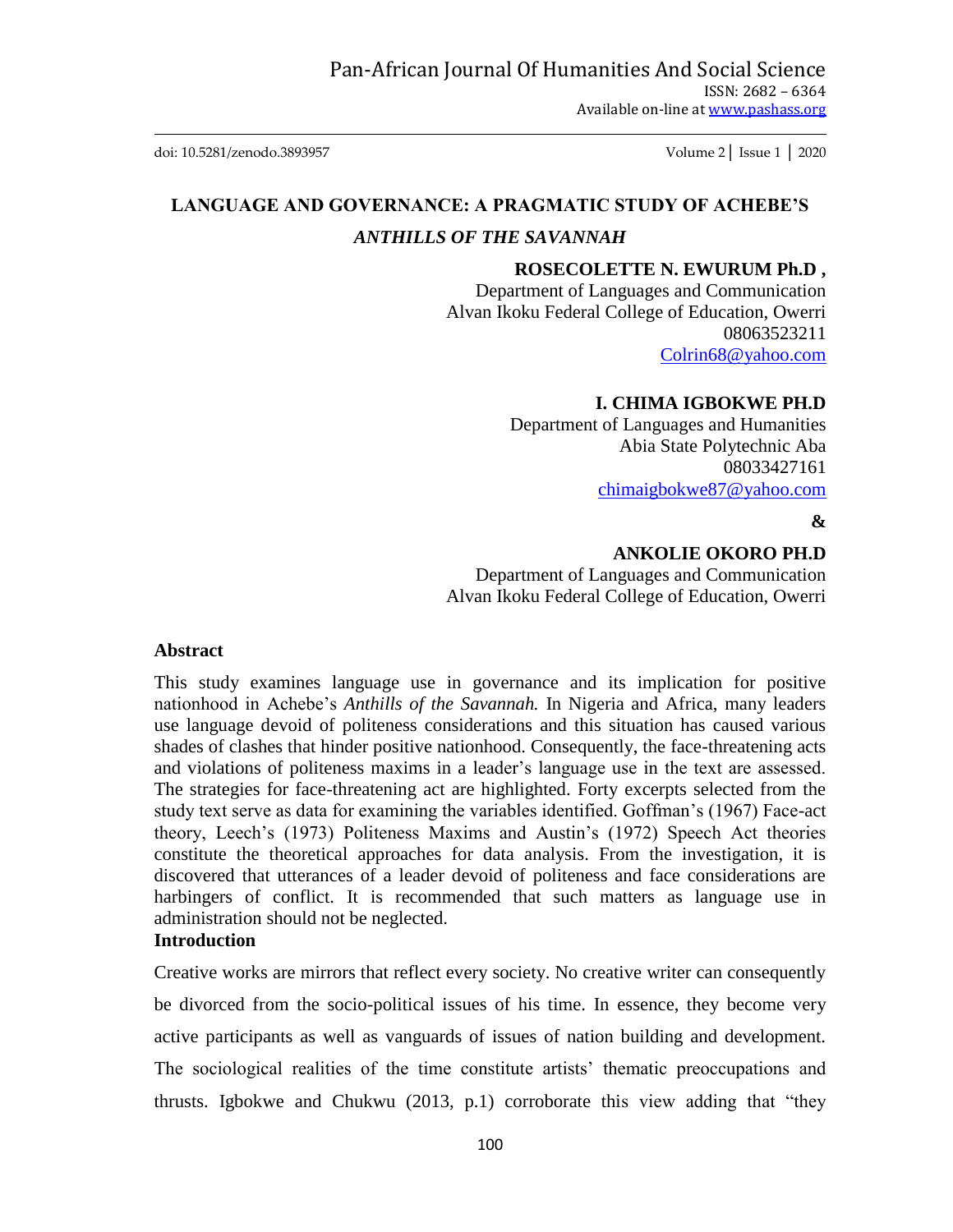# LANGUAGE AND GOVERNANCE: A PRAGMATIC STUDY OF ACHEBE'S *ANTHILLS OF THE SAVANNAH*

**ROSECOLETTE N. EWURUM Ph.D ,**
Department of Languages and Communication
Alvan Ikoku Federal College of Education, Owerri
08063523211
Colrin68@yahoo.com

**I. CHIMA IGBOKWE PH.D**
Department of Languages and Humanities
Abia State Polytechnic Aba
08033427161
chimaigbokwe87@yahoo.com

**&**

**ANKOLIE OKORO PH.D**
Department of Languages and Communication
Alvan Ikoku Federal College of Education, Owerri

## Abstract

This study examines language use in governance and its implication for positive nationhood in Achebe's *Anthills of the Savannah.* In Nigeria and Africa, many leaders use language devoid of politeness considerations and this situation has caused various shades of clashes that hinder positive nationhood. Consequently, the face-threatening acts and violations of politeness maxims in a leader's language use in the text are assessed. The strategies for face-threatening act are highlighted. Forty excerpts selected from the study text serve as data for examining the variables identified. Goffman's (1967) Face-act theory, Leech's (1973) Politeness Maxims and Austin's (1972) Speech Act theories constitute the theoretical approaches for data analysis. From the investigation, it is discovered that utterances of a leader devoid of politeness and face considerations are harbingers of conflict. It is recommended that such matters as language use in administration should not be neglected.

## Introduction

Creative works are mirrors that reflect every society. No creative writer can consequently be divorced from the socio-political issues of his time. In essence, they become very active participants as well as vanguards of issues of nation building and development. The sociological realities of the time constitute artists' thematic preoccupations and thrusts. Igbokwe and Chukwu (2013, p.1) corroborate this view adding that "they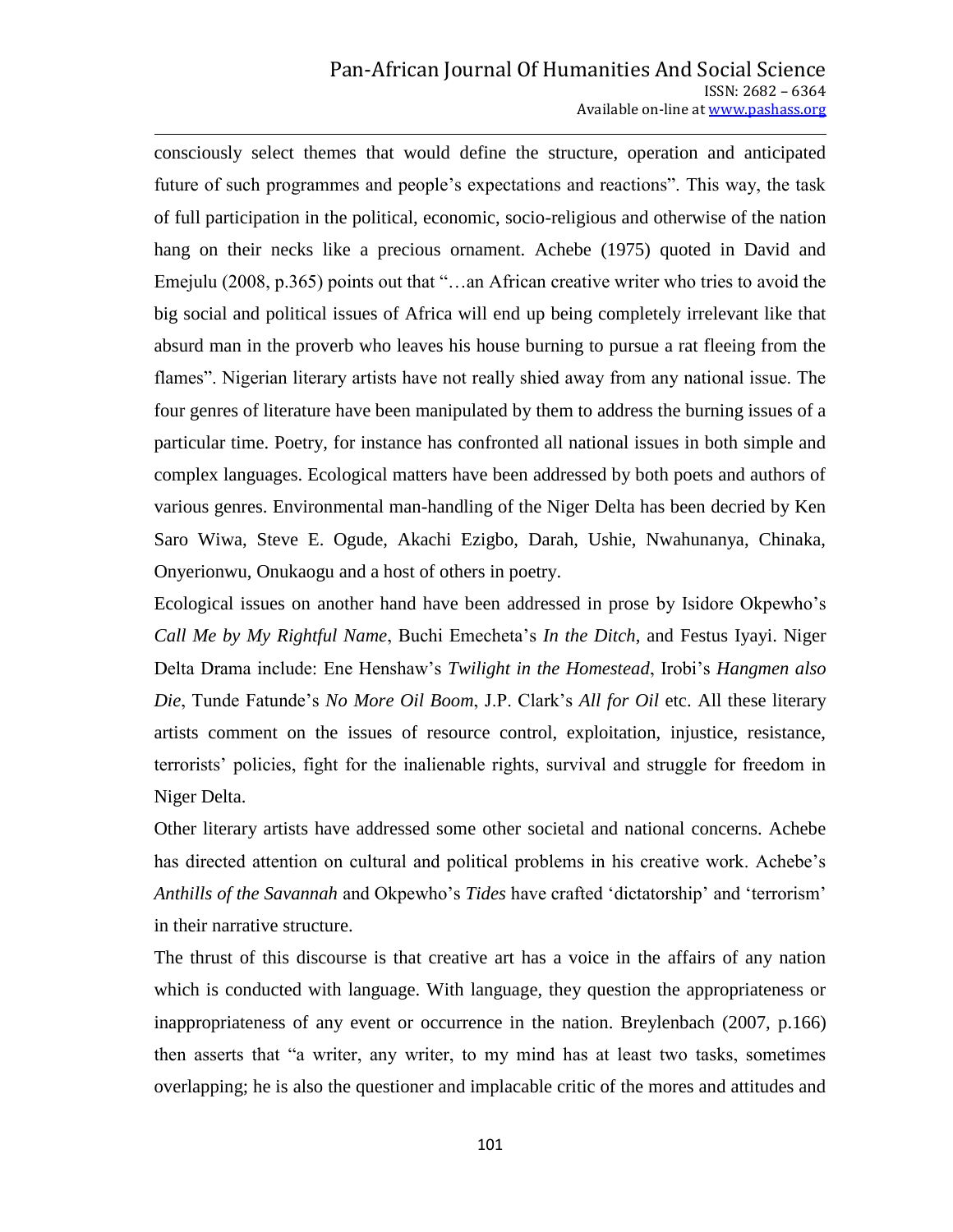consciously select themes that would define the structure, operation and anticipated future of such programmes and people's expectations and reactions". This way, the task of full participation in the political, economic, socio-religious and otherwise of the nation hang on their necks like a precious ornament. Achebe (1975) quoted in David and Emejulu (2008, p.365) points out that "…an African creative writer who tries to avoid the big social and political issues of Africa will end up being completely irrelevant like that absurd man in the proverb who leaves his house burning to pursue a rat fleeing from the flames". Nigerian literary artists have not really shied away from any national issue. The four genres of literature have been manipulated by them to address the burning issues of a particular time. Poetry, for instance has confronted all national issues in both simple and complex languages. Ecological matters have been addressed by both poets and authors of various genres. Environmental man-handling of the Niger Delta has been decried by Ken Saro Wiwa, Steve E. Ogude, Akachi Ezigbo, Darah, Ushie, Nwahunanya, Chinaka, Onyerionwu, Onukaogu and a host of others in poetry.

Ecological issues on another hand have been addressed in prose by Isidore Okpewho's *Call Me by My Rightful Name*, Buchi Emecheta's *In the Ditch*, and Festus Iyayi. Niger Delta Drama include: Ene Henshaw's *Twilight in the Homestead*, Irobi's *Hangmen also Die*, Tunde Fatunde's *No More Oil Boom*, J.P. Clark's *All for Oil* etc. All these literary artists comment on the issues of resource control, exploitation, injustice, resistance, terrorists' policies, fight for the inalienable rights, survival and struggle for freedom in Niger Delta.

Other literary artists have addressed some other societal and national concerns. Achebe has directed attention on cultural and political problems in his creative work. Achebe's *Anthills of the Savannah* and Okpewho's *Tides* have crafted 'dictatorship' and 'terrorism' in their narrative structure.

The thrust of this discourse is that creative art has a voice in the affairs of any nation which is conducted with language. With language, they question the appropriateness or inappropriateness of any event or occurrence in the nation. Breylenbach (2007, p.166) then asserts that "a writer, any writer, to my mind has at least two tasks, sometimes overlapping; he is also the questioner and implacable critic of the mores and attitudes and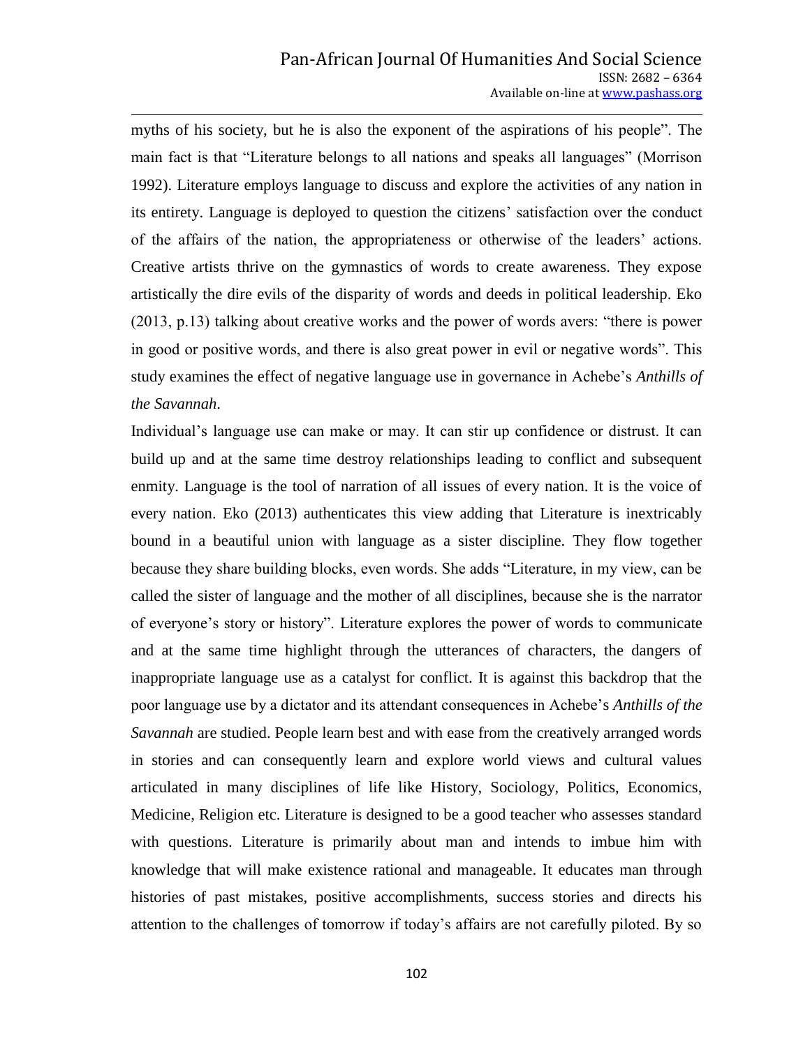myths of his society, but he is also the exponent of the aspirations of his people". The main fact is that "Literature belongs to all nations and speaks all languages" (Morrison 1992). Literature employs language to discuss and explore the activities of any nation in its entirety. Language is deployed to question the citizens' satisfaction over the conduct of the affairs of the nation, the appropriateness or otherwise of the leaders' actions. Creative artists thrive on the gymnastics of words to create awareness. They expose artistically the dire evils of the disparity of words and deeds in political leadership. Eko (2013, p.13) talking about creative works and the power of words avers: "there is power in good or positive words, and there is also great power in evil or negative words". This study examines the effect of negative language use in governance in Achebe's *Anthills of the Savannah*.

Individual's language use can make or may. It can stir up confidence or distrust. It can build up and at the same time destroy relationships leading to conflict and subsequent enmity. Language is the tool of narration of all issues of every nation. It is the voice of every nation. Eko (2013) authenticates this view adding that Literature is inextricably bound in a beautiful union with language as a sister discipline. They flow together because they share building blocks, even words. She adds "Literature, in my view, can be called the sister of language and the mother of all disciplines, because she is the narrator of everyone's story or history". Literature explores the power of words to communicate and at the same time highlight through the utterances of characters, the dangers of inappropriate language use as a catalyst for conflict. It is against this backdrop that the poor language use by a dictator and its attendant consequences in Achebe's *Anthills of the Savannah* are studied. People learn best and with ease from the creatively arranged words in stories and can consequently learn and explore world views and cultural values articulated in many disciplines of life like History, Sociology, Politics, Economics, Medicine, Religion etc. Literature is designed to be a good teacher who assesses standard with questions. Literature is primarily about man and intends to imbue him with knowledge that will make existence rational and manageable. It educates man through histories of past mistakes, positive accomplishments, success stories and directs his attention to the challenges of tomorrow if today's affairs are not carefully piloted. By so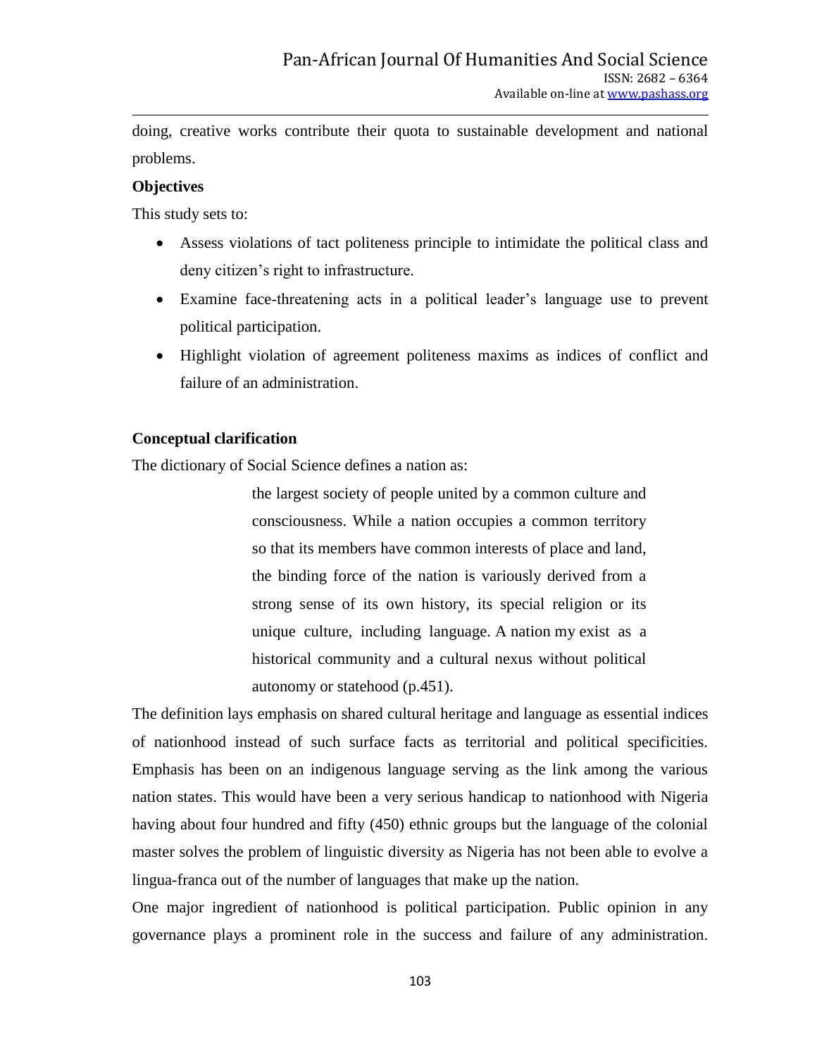doing, creative works contribute their quota to sustainable development and national problems.

**Objectives**

This study sets to:

- Assess violations of tact politeness principle to intimidate the political class and deny citizen's right to infrastructure.
- Examine face-threatening acts in a political leader's language use to prevent political participation.
- Highlight violation of agreement politeness maxims as indices of conflict and failure of an administration.

**Conceptual clarification**

The dictionary of Social Science defines a nation as:

> the largest society of people united by a common culture and consciousness. While a nation occupies a common territory so that its members have common interests of place and land, the binding force of the nation is variously derived from a strong sense of its own history, its special religion or its unique culture, including language. A nation my exist as a historical community and a cultural nexus without political autonomy or statehood (p.451).

The definition lays emphasis on shared cultural heritage and language as essential indices of nationhood instead of such surface facts as territorial and political specificities. Emphasis has been on an indigenous language serving as the link among the various nation states. This would have been a very serious handicap to nationhood with Nigeria having about four hundred and fifty (450) ethnic groups but the language of the colonial master solves the problem of linguistic diversity as Nigeria has not been able to evolve a lingua-franca out of the number of languages that make up the nation.

One major ingredient of nationhood is political participation. Public opinion in any governance plays a prominent role in the success and failure of any administration.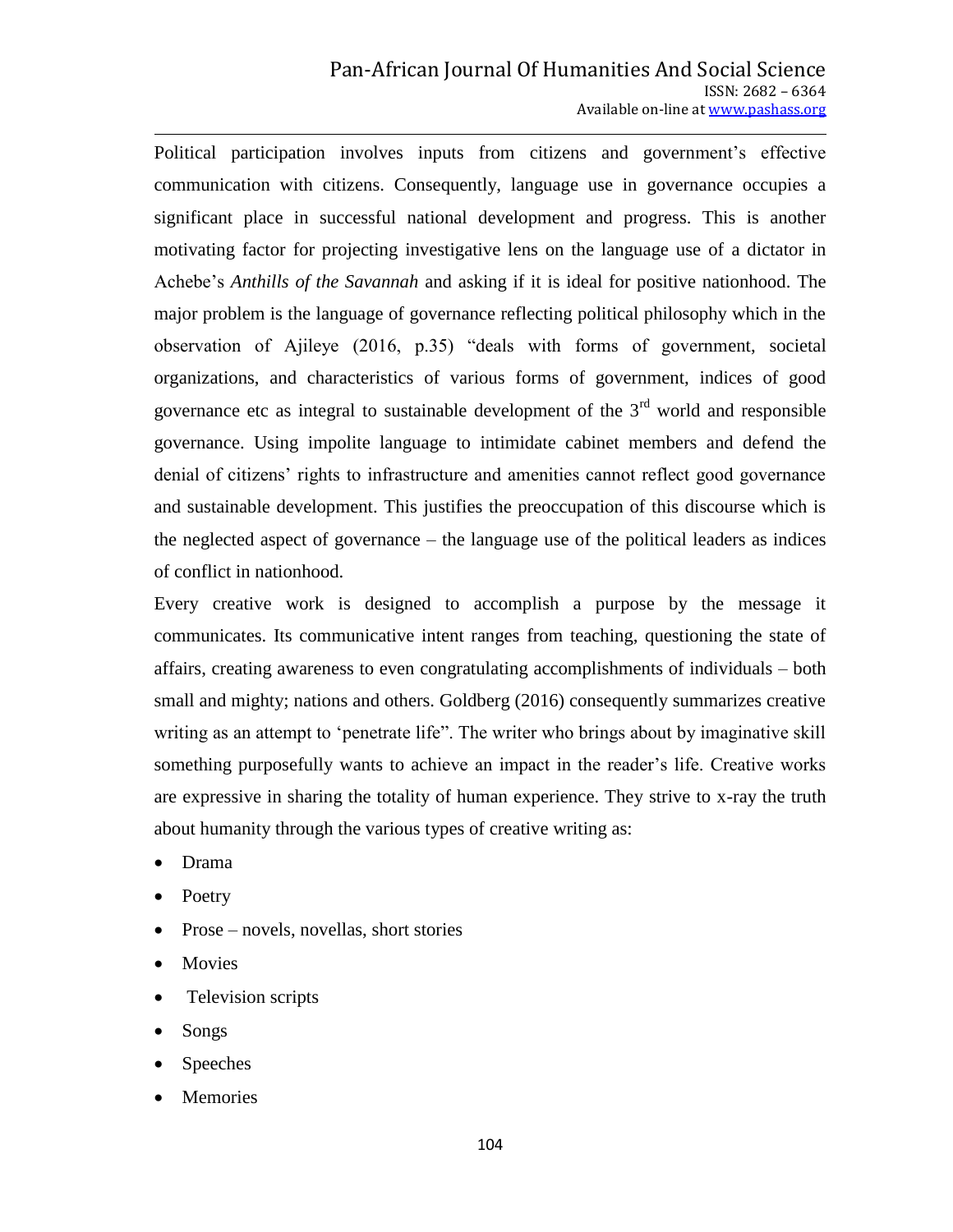Political participation involves inputs from citizens and government's effective communication with citizens. Consequently, language use in governance occupies a significant place in successful national development and progress. This is another motivating factor for projecting investigative lens on the language use of a dictator in Achebe's *Anthills of the Savannah* and asking if it is ideal for positive nationhood. The major problem is the language of governance reflecting political philosophy which in the observation of Ajileye (2016, p.35) "deals with forms of government, societal organizations, and characteristics of various forms of government, indices of good governance etc as integral to sustainable development of the 3rd world and responsible governance. Using impolite language to intimidate cabinet members and defend the denial of citizens' rights to infrastructure and amenities cannot reflect good governance and sustainable development. This justifies the preoccupation of this discourse which is the neglected aspect of governance – the language use of the political leaders as indices of conflict in nationhood.

Every creative work is designed to accomplish a purpose by the message it communicates. Its communicative intent ranges from teaching, questioning the state of affairs, creating awareness to even congratulating accomplishments of individuals – both small and mighty; nations and others. Goldberg (2016) consequently summarizes creative writing as an attempt to 'penetrate life". The writer who brings about by imaginative skill something purposefully wants to achieve an impact in the reader's life. Creative works are expressive in sharing the totality of human experience. They strive to x-ray the truth about humanity through the various types of creative writing as:

- Drama
- Poetry
- Prose – novels, novellas, short stories
- Movies
- Television scripts
- Songs
- Speeches
- Memories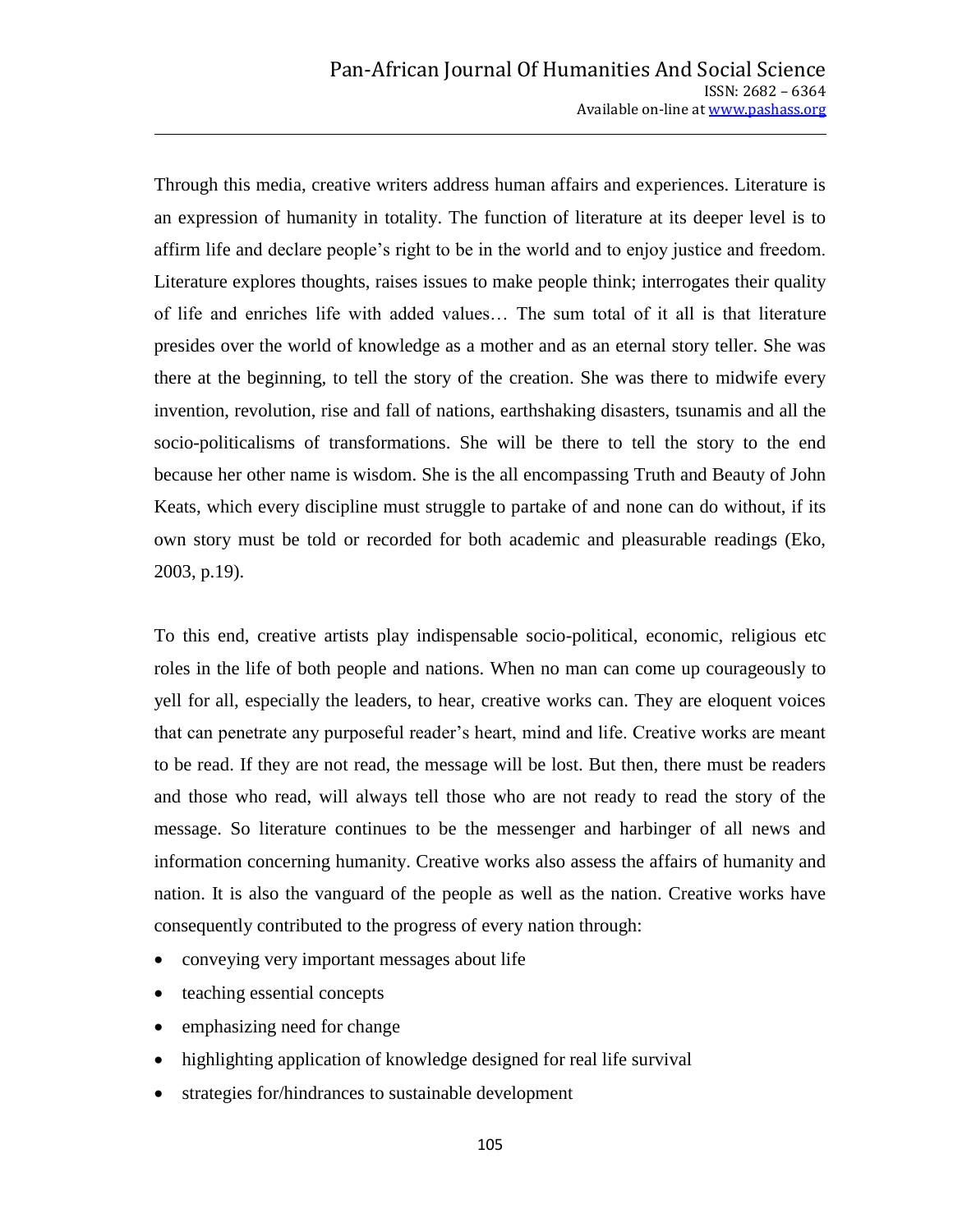Through this media, creative writers address human affairs and experiences. Literature is an expression of humanity in totality. The function of literature at its deeper level is to affirm life and declare people's right to be in the world and to enjoy justice and freedom. Literature explores thoughts, raises issues to make people think; interrogates their quality of life and enriches life with added values… The sum total of it all is that literature presides over the world of knowledge as a mother and as an eternal story teller. She was there at the beginning, to tell the story of the creation. She was there to midwife every invention, revolution, rise and fall of nations, earthshaking disasters, tsunamis and all the socio-politicalisms of transformations. She will be there to tell the story to the end because her other name is wisdom. She is the all encompassing Truth and Beauty of John Keats, which every discipline must struggle to partake of and none can do without, if its own story must be told or recorded for both academic and pleasurable readings (Eko, 2003, p.19).

To this end, creative artists play indispensable socio-political, economic, religious etc roles in the life of both people and nations. When no man can come up courageously to yell for all, especially the leaders, to hear, creative works can. They are eloquent voices that can penetrate any purposeful reader's heart, mind and life. Creative works are meant to be read. If they are not read, the message will be lost. But then, there must be readers and those who read, will always tell those who are not ready to read the story of the message. So literature continues to be the messenger and harbinger of all news and information concerning humanity. Creative works also assess the affairs of humanity and nation. It is also the vanguard of the people as well as the nation. Creative works have consequently contributed to the progress of every nation through:

- conveying very important messages about life
- teaching essential concepts
- emphasizing need for change
- highlighting application of knowledge designed for real life survival
- strategies for/hindrances to sustainable development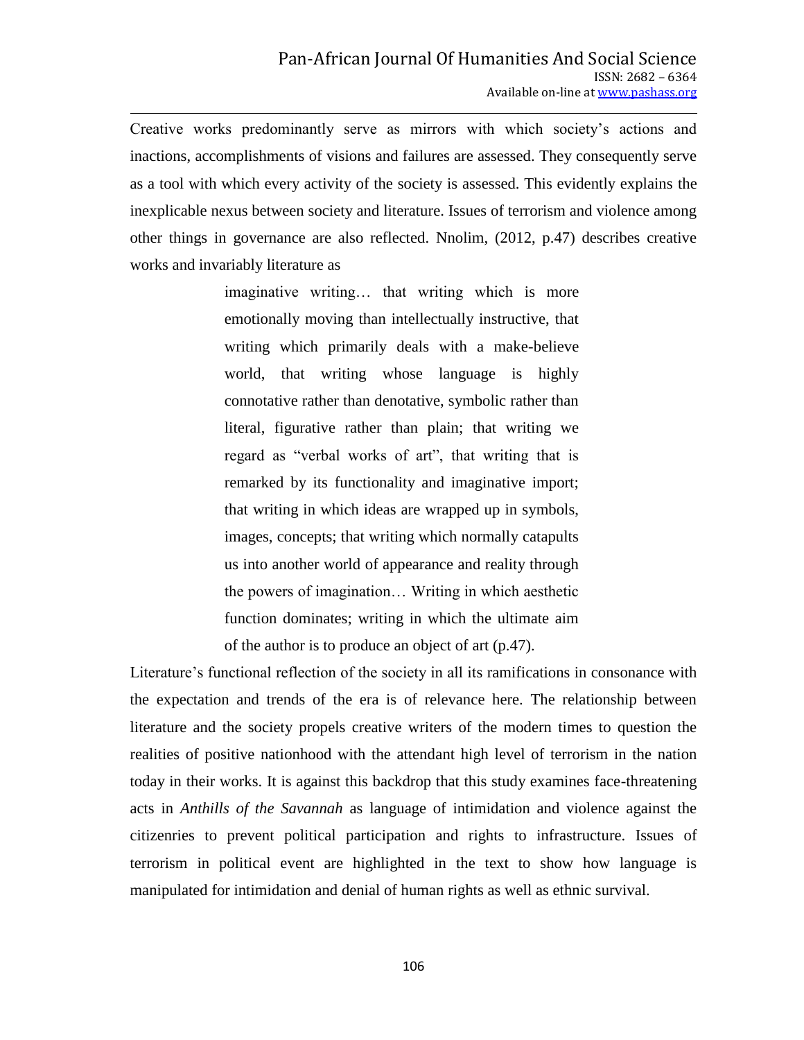Creative works predominantly serve as mirrors with which society's actions and inactions, accomplishments of visions and failures are assessed. They consequently serve as a tool with which every activity of the society is assessed. This evidently explains the inexplicable nexus between society and literature. Issues of terrorism and violence among other things in governance are also reflected. Nnolim, (2012, p.47) describes creative works and invariably literature as

> imaginative writing… that writing which is more emotionally moving than intellectually instructive, that writing which primarily deals with a make-believe world, that writing whose language is highly connotative rather than denotative, symbolic rather than literal, figurative rather than plain; that writing we regard as "verbal works of art", that writing that is remarked by its functionality and imaginative import; that writing in which ideas are wrapped up in symbols, images, concepts; that writing which normally catapults us into another world of appearance and reality through the powers of imagination… Writing in which aesthetic function dominates; writing in which the ultimate aim of the author is to produce an object of art (p.47).

Literature's functional reflection of the society in all its ramifications in consonance with the expectation and trends of the era is of relevance here. The relationship between literature and the society propels creative writers of the modern times to question the realities of positive nationhood with the attendant high level of terrorism in the nation today in their works. It is against this backdrop that this study examines face-threatening acts in *Anthills of the Savannah* as language of intimidation and violence against the citizenries to prevent political participation and rights to infrastructure. Issues of terrorism in political event are highlighted in the text to show how language is manipulated for intimidation and denial of human rights as well as ethnic survival.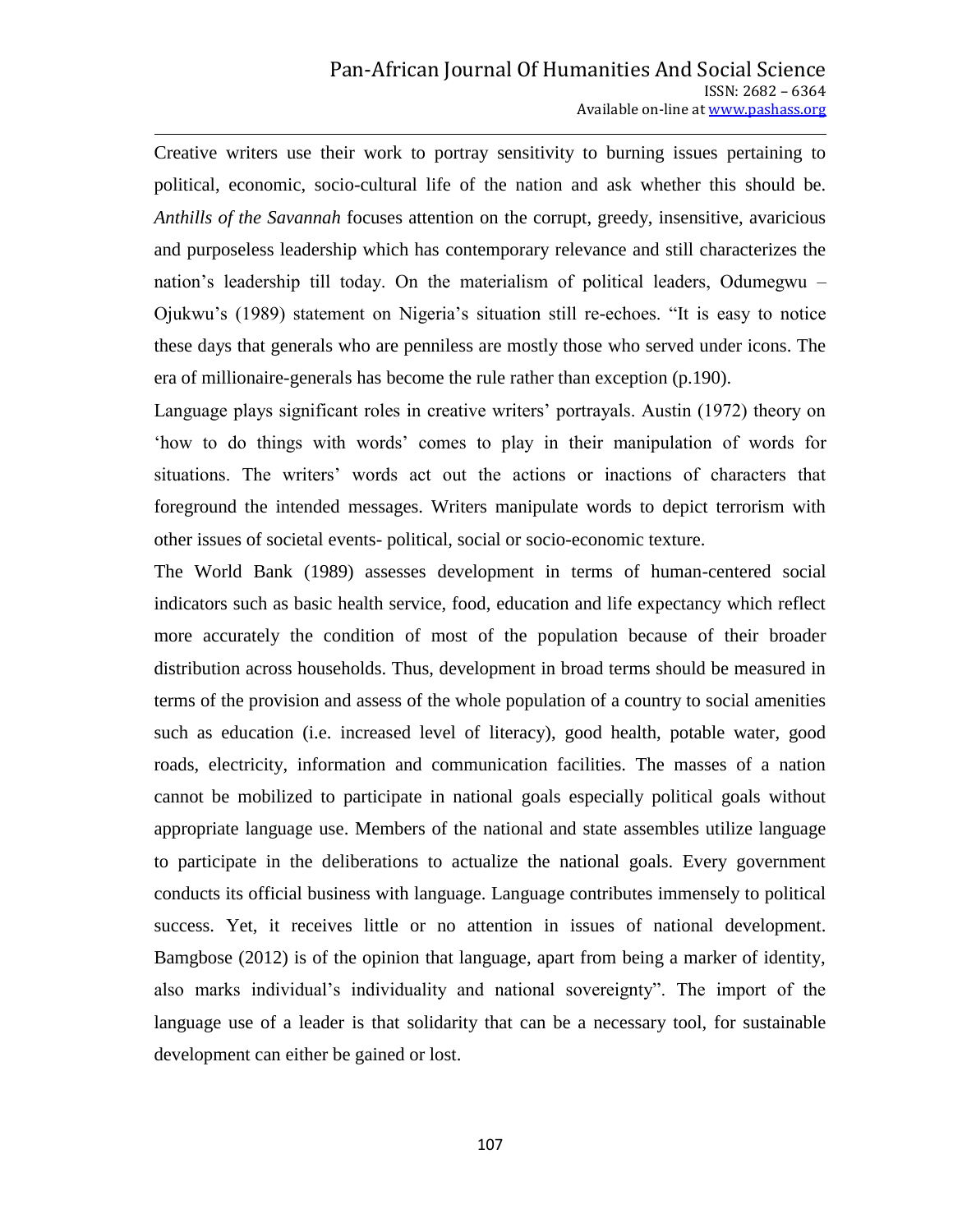Creative writers use their work to portray sensitivity to burning issues pertaining to political, economic, socio-cultural life of the nation and ask whether this should be. *Anthills of the Savannah* focuses attention on the corrupt, greedy, insensitive, avaricious and purposeless leadership which has contemporary relevance and still characterizes the nation's leadership till today. On the materialism of political leaders, Odumegwu – Ojukwu's (1989) statement on Nigeria's situation still re-echoes. "It is easy to notice these days that generals who are penniless are mostly those who served under icons. The era of millionaire-generals has become the rule rather than exception (p.190).

Language plays significant roles in creative writers' portrayals. Austin (1972) theory on 'how to do things with words' comes to play in their manipulation of words for situations. The writers' words act out the actions or inactions of characters that foreground the intended messages. Writers manipulate words to depict terrorism with other issues of societal events- political, social or socio-economic texture.

The World Bank (1989) assesses development in terms of human-centered social indicators such as basic health service, food, education and life expectancy which reflect more accurately the condition of most of the population because of their broader distribution across households. Thus, development in broad terms should be measured in terms of the provision and assess of the whole population of a country to social amenities such as education (i.e. increased level of literacy), good health, potable water, good roads, electricity, information and communication facilities. The masses of a nation cannot be mobilized to participate in national goals especially political goals without appropriate language use. Members of the national and state assembles utilize language to participate in the deliberations to actualize the national goals. Every government conducts its official business with language. Language contributes immensely to political success. Yet, it receives little or no attention in issues of national development. Bamgbose (2012) is of the opinion that language, apart from being a marker of identity, also marks individual's individuality and national sovereignty". The import of the language use of a leader is that solidarity that can be a necessary tool, for sustainable development can either be gained or lost.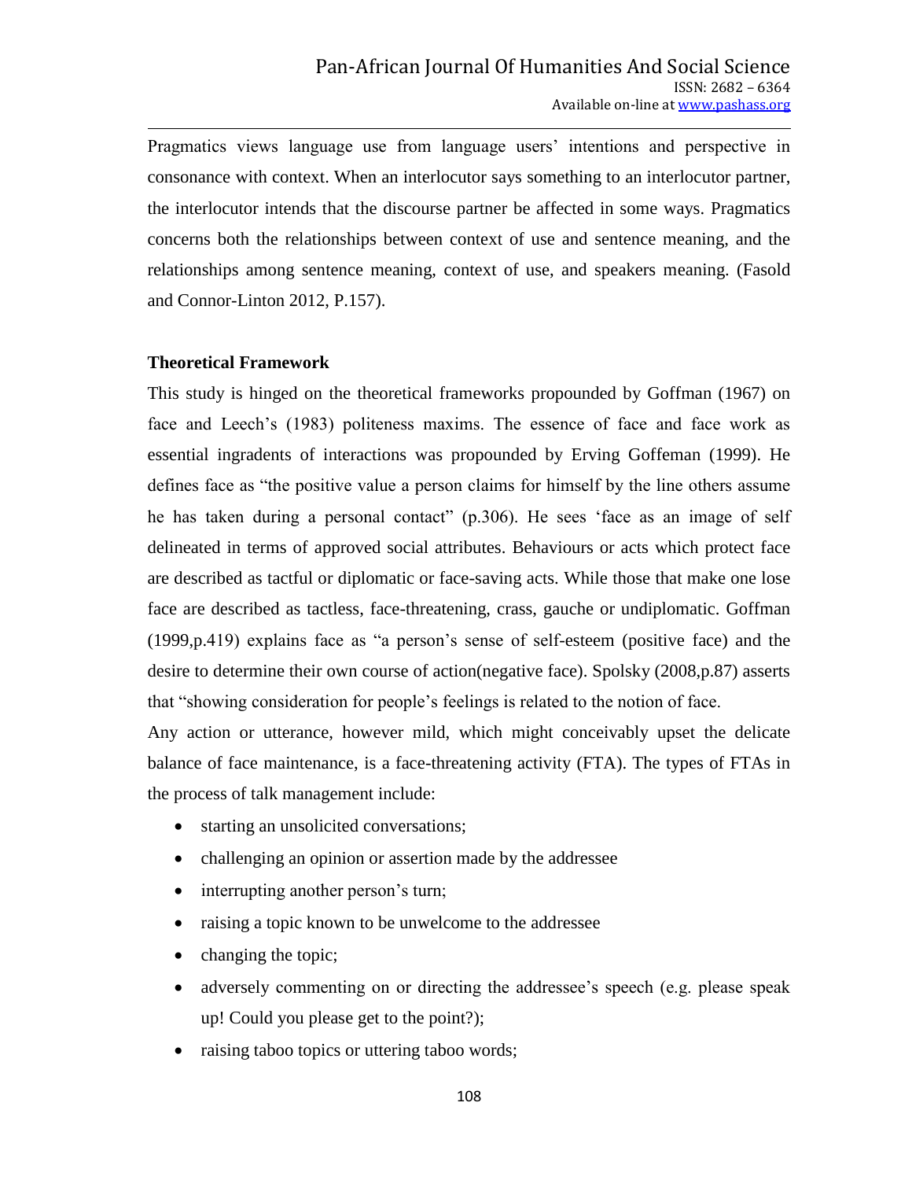Pragmatics views language use from language users' intentions and perspective in consonance with context. When an interlocutor says something to an interlocutor partner, the interlocutor intends that the discourse partner be affected in some ways. Pragmatics concerns both the relationships between context of use and sentence meaning, and the relationships among sentence meaning, context of use, and speakers meaning. (Fasold and Connor-Linton 2012, P.157).

**Theoretical Framework**

This study is hinged on the theoretical frameworks propounded by Goffman (1967) on face and Leech's (1983) politeness maxims. The essence of face and face work as essential ingradents of interactions was propounded by Erving Goffeman (1999). He defines face as "the positive value a person claims for himself by the line others assume he has taken during a personal contact" (p.306). He sees 'face as an image of self delineated in terms of approved social attributes. Behaviours or acts which protect face are described as tactful or diplomatic or face-saving acts. While those that make one lose face are described as tactless, face-threatening, crass, gauche or undiplomatic. Goffman (1999,p.419) explains face as "a person's sense of self-esteem (positive face) and the desire to determine their own course of action(negative face). Spolsky (2008,p.87) asserts that "showing consideration for people's feelings is related to the notion of face.

Any action or utterance, however mild, which might conceivably upset the delicate balance of face maintenance, is a face-threatening activity (FTA). The types of FTAs in the process of talk management include:

- starting an unsolicited conversations;
- challenging an opinion or assertion made by the addressee
- interrupting another person's turn;
- raising a topic known to be unwelcome to the addressee
- changing the topic;
- adversely commenting on or directing the addressee's speech (e.g. please speak up! Could you please get to the point?);
- raising taboo topics or uttering taboo words;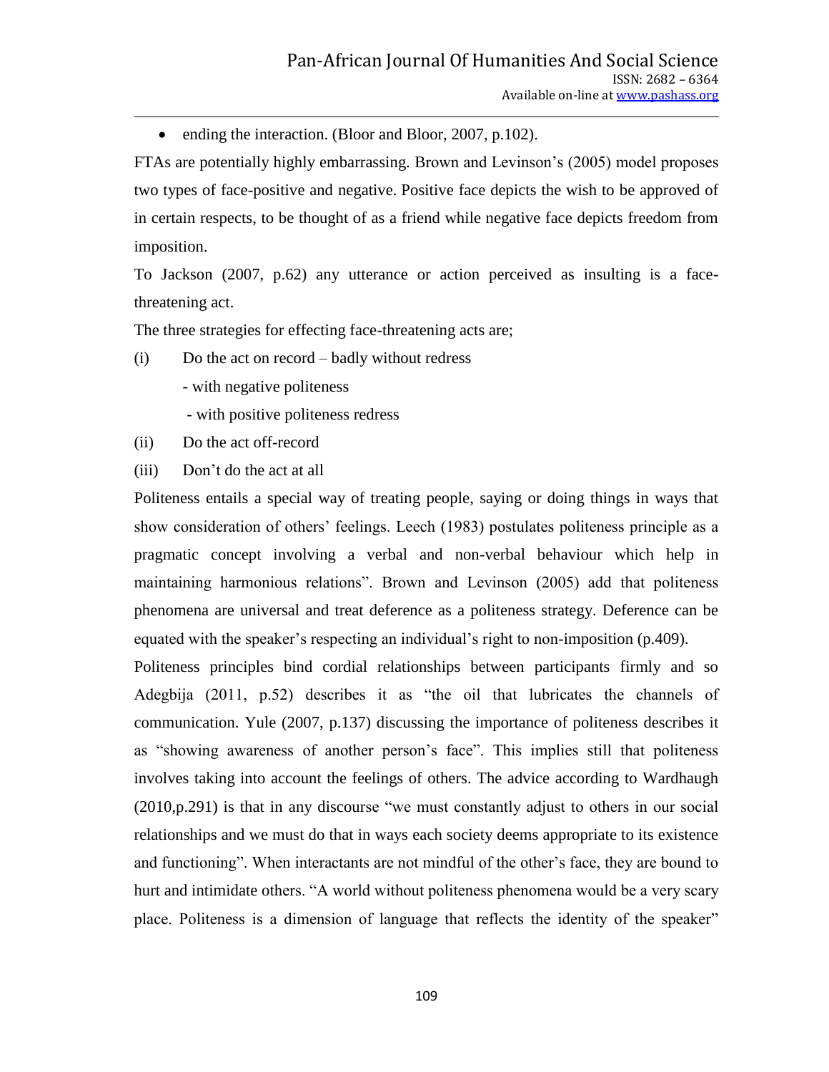- ending the interaction. (Bloor and Bloor, 2007, p.102).

FTAs are potentially highly embarrassing. Brown and Levinson's (2005) model proposes two types of face-positive and negative. Positive face depicts the wish to be approved of in certain respects, to be thought of as a friend while negative face depicts freedom from imposition.

To Jackson (2007, p.62) any utterance or action perceived as insulting is a face-threatening act.

The three strategies for effecting face-threatening acts are;

(i) Do the act on record – badly without redress

 - with negative politeness

 - with positive politeness redress

(ii) Do the act off-record

(iii) Don't do the act at all

Politeness entails a special way of treating people, saying or doing things in ways that show consideration of others' feelings. Leech (1983) postulates politeness principle as a pragmatic concept involving a verbal and non-verbal behaviour which help in maintaining harmonious relations". Brown and Levinson (2005) add that politeness phenomena are universal and treat deference as a politeness strategy. Deference can be equated with the speaker's respecting an individual's right to non-imposition (p.409).

Politeness principles bind cordial relationships between participants firmly and so Adegbija (2011, p.52) describes it as "the oil that lubricates the channels of communication. Yule (2007, p.137) discussing the importance of politeness describes it as "showing awareness of another person's face". This implies still that politeness involves taking into account the feelings of others. The advice according to Wardhaugh (2010,p.291) is that in any discourse "we must constantly adjust to others in our social relationships and we must do that in ways each society deems appropriate to its existence and functioning". When interactants are not mindful of the other's face, they are bound to hurt and intimidate others. "A world without politeness phenomena would be a very scary place. Politeness is a dimension of language that reflects the identity of the speaker"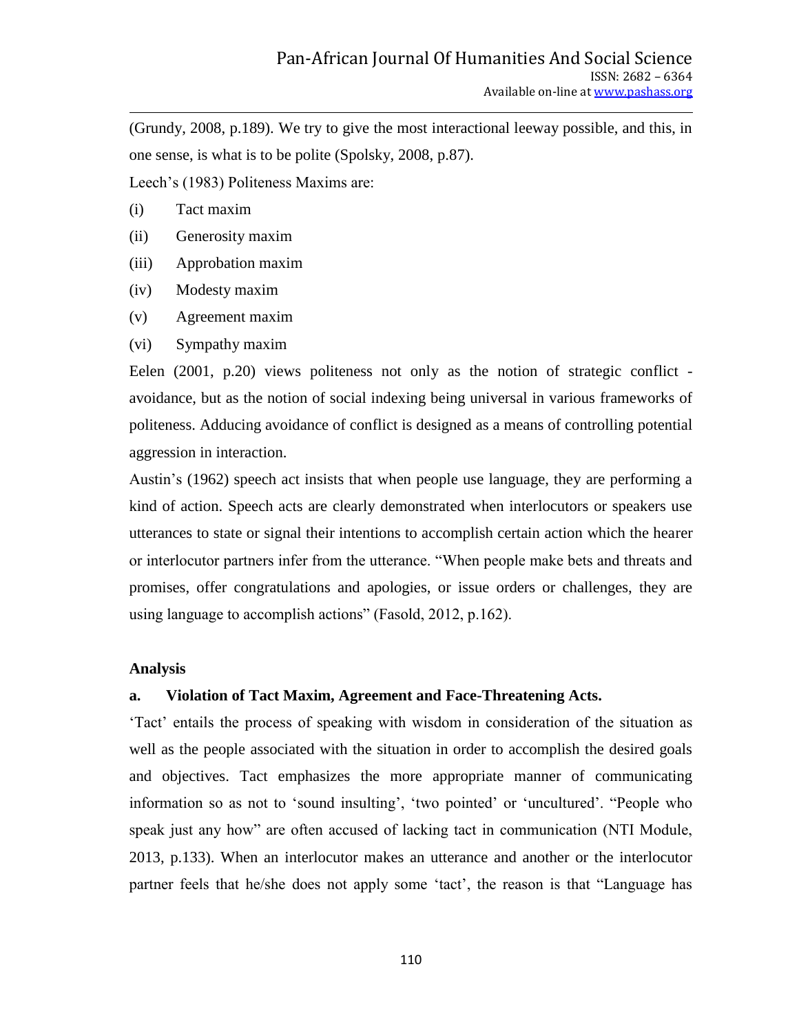(Grundy, 2008, p.189). We try to give the most interactional leeway possible, and this, in one sense, is what is to be polite (Spolsky, 2008, p.87).

Leech's (1983) Politeness Maxims are:

(i) Tact maxim

(ii) Generosity maxim

(iii) Approbation maxim

(iv) Modesty maxim

(v) Agreement maxim

(vi) Sympathy maxim

Eelen (2001, p.20) views politeness not only as the notion of strategic conflict - avoidance, but as the notion of social indexing being universal in various frameworks of politeness. Adducing avoidance of conflict is designed as a means of controlling potential aggression in interaction.

Austin's (1962) speech act insists that when people use language, they are performing a kind of action. Speech acts are clearly demonstrated when interlocutors or speakers use utterances to state or signal their intentions to accomplish certain action which the hearer or interlocutor partners infer from the utterance. "When people make bets and threats and promises, offer congratulations and apologies, or issue orders or challenges, they are using language to accomplish actions" (Fasold, 2012, p.162).

## Analysis

### a. Violation of Tact Maxim, Agreement and Face-Threatening Acts.

'Tact' entails the process of speaking with wisdom in consideration of the situation as well as the people associated with the situation in order to accomplish the desired goals and objectives. Tact emphasizes the more appropriate manner of communicating information so as not to 'sound insulting', 'two pointed' or 'uncultured'. "People who speak just any how" are often accused of lacking tact in communication (NTI Module, 2013, p.133). When an interlocutor makes an utterance and another or the interlocutor partner feels that he/she does not apply some 'tact', the reason is that "Language has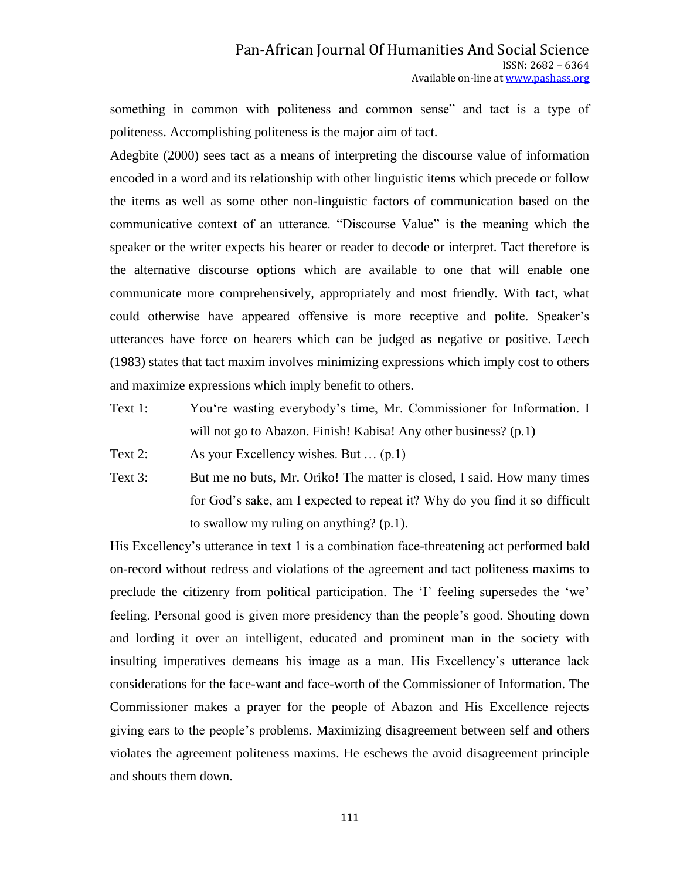something in common with politeness and common sense" and tact is a type of politeness. Accomplishing politeness is the major aim of tact.

Adegbite (2000) sees tact as a means of interpreting the discourse value of information encoded in a word and its relationship with other linguistic items which precede or follow the items as well as some other non-linguistic factors of communication based on the communicative context of an utterance. "Discourse Value" is the meaning which the speaker or the writer expects his hearer or reader to decode or interpret. Tact therefore is the alternative discourse options which are available to one that will enable one communicate more comprehensively, appropriately and most friendly. With tact, what could otherwise have appeared offensive is more receptive and polite. Speaker's utterances have force on hearers which can be judged as negative or positive. Leech (1983) states that tact maxim involves minimizing expressions which imply cost to others and maximize expressions which imply benefit to others.

Text 1: You're wasting everybody's time, Mr. Commissioner for Information. I will not go to Abazon. Finish! Kabisa! Any other business? (p.1)

Text 2: As your Excellency wishes. But … (p.1)

Text 3: But me no buts, Mr. Oriko! The matter is closed, I said. How many times for God's sake, am I expected to repeat it? Why do you find it so difficult to swallow my ruling on anything? (p.1).

His Excellency's utterance in text 1 is a combination face-threatening act performed bald on-record without redress and violations of the agreement and tact politeness maxims to preclude the citizenry from political participation. The 'I' feeling supersedes the 'we' feeling. Personal good is given more presidency than the people's good. Shouting down and lording it over an intelligent, educated and prominent man in the society with insulting imperatives demeans his image as a man. His Excellency's utterance lack considerations for the face-want and face-worth of the Commissioner of Information. The Commissioner makes a prayer for the people of Abazon and His Excellence rejects giving ears to the people's problems. Maximizing disagreement between self and others violates the agreement politeness maxims. He eschews the avoid disagreement principle and shouts them down.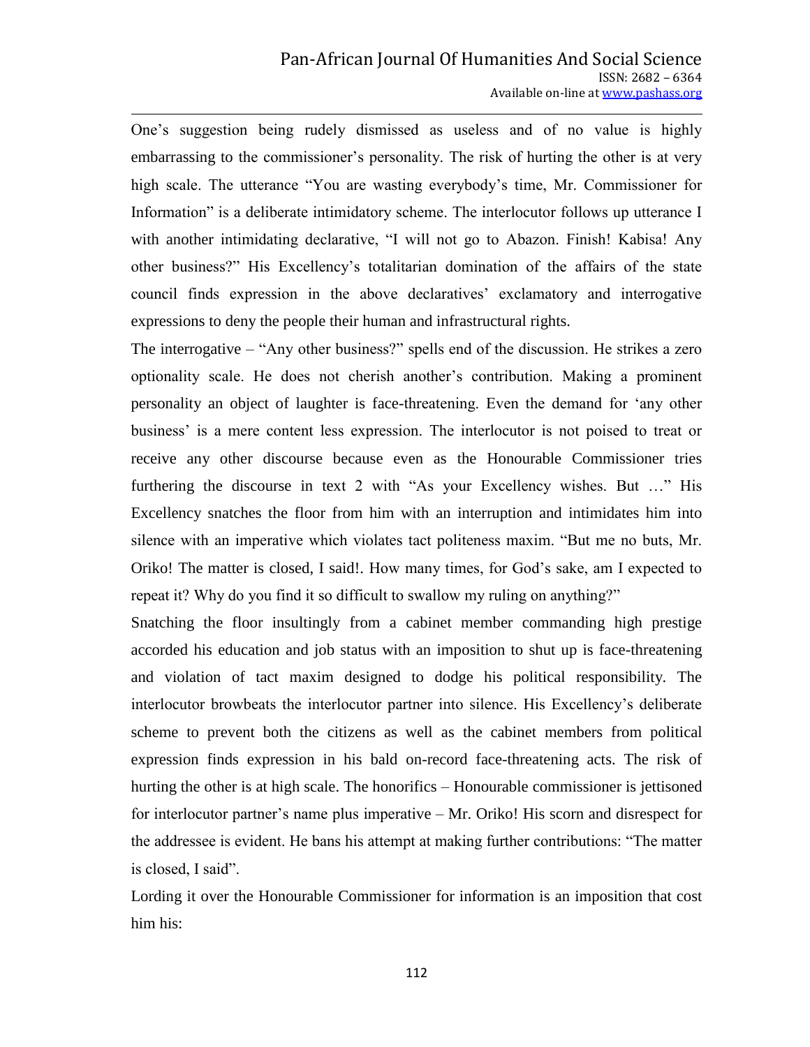One's suggestion being rudely dismissed as useless and of no value is highly embarrassing to the commissioner's personality. The risk of hurting the other is at very high scale. The utterance "You are wasting everybody's time, Mr. Commissioner for Information" is a deliberate intimidatory scheme. The interlocutor follows up utterance I with another intimidating declarative, "I will not go to Abazon. Finish! Kabisa! Any other business?" His Excellency's totalitarian domination of the affairs of the state council finds expression in the above declaratives' exclamatory and interrogative expressions to deny the people their human and infrastructural rights.

The interrogative – "Any other business?" spells end of the discussion. He strikes a zero optionality scale. He does not cherish another's contribution. Making a prominent personality an object of laughter is face-threatening. Even the demand for 'any other business' is a mere content less expression. The interlocutor is not poised to treat or receive any other discourse because even as the Honourable Commissioner tries furthering the discourse in text 2 with "As your Excellency wishes. But …" His Excellency snatches the floor from him with an interruption and intimidates him into silence with an imperative which violates tact politeness maxim. "But me no buts, Mr. Oriko! The matter is closed, I said!. How many times, for God's sake, am I expected to repeat it? Why do you find it so difficult to swallow my ruling on anything?"

Snatching the floor insultingly from a cabinet member commanding high prestige accorded his education and job status with an imposition to shut up is face-threatening and violation of tact maxim designed to dodge his political responsibility. The interlocutor browbeats the interlocutor partner into silence. His Excellency's deliberate scheme to prevent both the citizens as well as the cabinet members from political expression finds expression in his bald on-record face-threatening acts. The risk of hurting the other is at high scale. The honorifics – Honourable commissioner is jettisoned for interlocutor partner's name plus imperative – Mr. Oriko! His scorn and disrespect for the addressee is evident. He bans his attempt at making further contributions: "The matter is closed, I said".

Lording it over the Honourable Commissioner for information is an imposition that cost him his: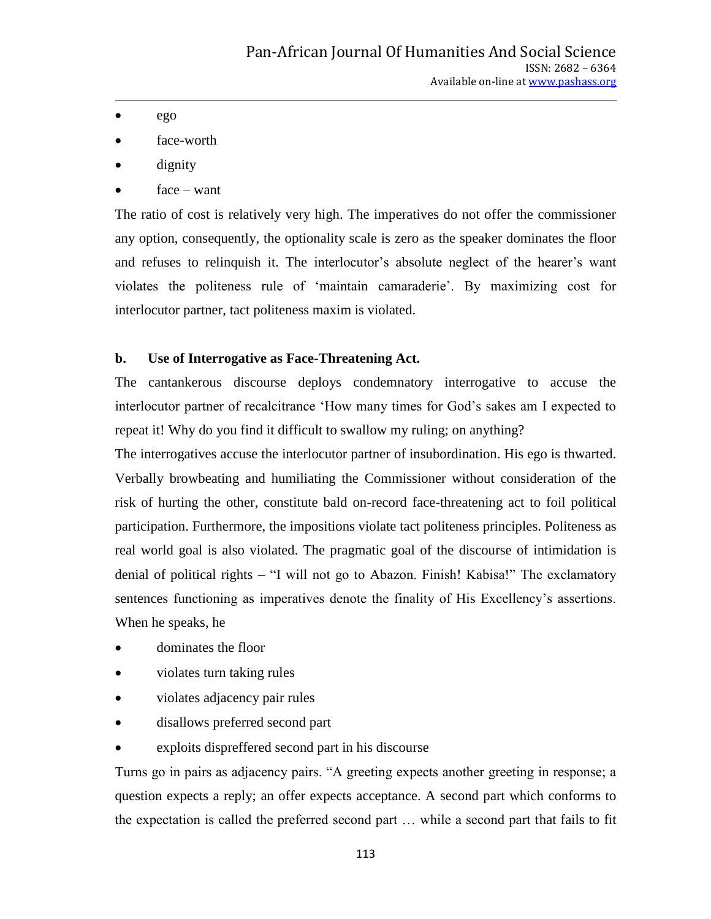- ego
- face-worth
- dignity
- face – want

The ratio of cost is relatively very high. The imperatives do not offer the commissioner any option, consequently, the optionality scale is zero as the speaker dominates the floor and refuses to relinquish it. The interlocutor's absolute neglect of the hearer's want violates the politeness rule of 'maintain camaraderie'. By maximizing cost for interlocutor partner, tact politeness maxim is violated.

**b. Use of Interrogative as Face-Threatening Act.**

The cantankerous discourse deploys condemnatory interrogative to accuse the interlocutor partner of recalcitrance 'How many times for God's sakes am I expected to repeat it! Why do you find it difficult to swallow my ruling; on anything?

The interrogatives accuse the interlocutor partner of insubordination. His ego is thwarted. Verbally browbeating and humiliating the Commissioner without consideration of the risk of hurting the other, constitute bald on-record face-threatening act to foil political participation. Furthermore, the impositions violate tact politeness principles. Politeness as real world goal is also violated. The pragmatic goal of the discourse of intimidation is denial of political rights – "I will not go to Abazon. Finish! Kabisa!" The exclamatory sentences functioning as imperatives denote the finality of His Excellency's assertions. When he speaks, he

- dominates the floor
- violates turn taking rules
- violates adjacency pair rules
- disallows preferred second part
- exploits dispreffered second part in his discourse

Turns go in pairs as adjacency pairs. "A greeting expects another greeting in response; a question expects a reply; an offer expects acceptance. A second part which conforms to the expectation is called the preferred second part … while a second part that fails to fit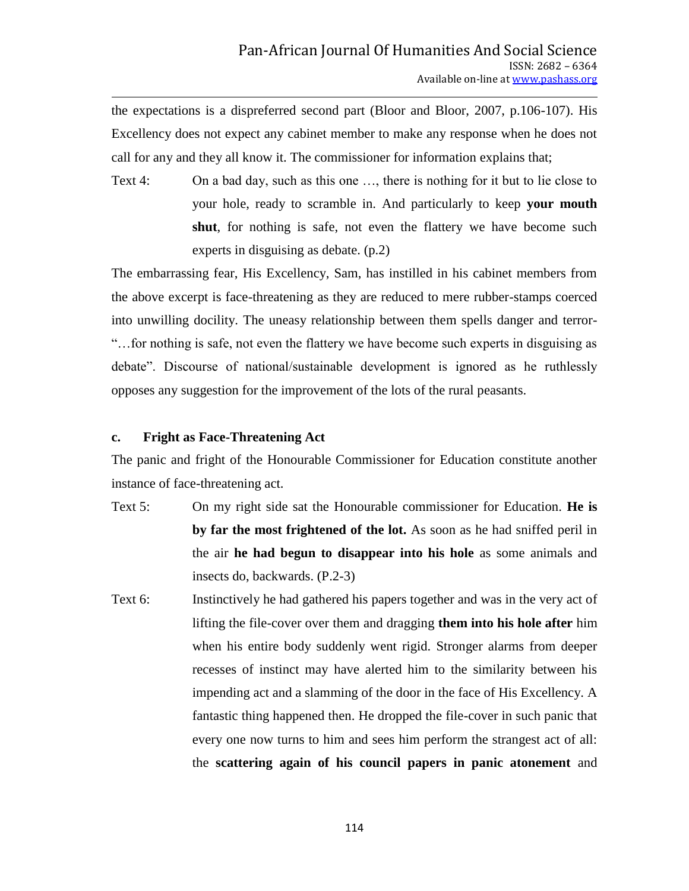the expectations is a dispreferred second part (Bloor and Bloor, 2007, p.106-107). His Excellency does not expect any cabinet member to make any response when he does not call for any and they all know it. The commissioner for information explains that;

Text 4: On a bad day, such as this one …, there is nothing for it but to lie close to your hole, ready to scramble in. And particularly to keep **your mouth shut**, for nothing is safe, not even the flattery we have become such experts in disguising as debate. (p.2)

The embarrassing fear, His Excellency, Sam, has instilled in his cabinet members from the above excerpt is face-threatening as they are reduced to mere rubber-stamps coerced into unwilling docility. The uneasy relationship between them spells danger and terror- "…for nothing is safe, not even the flattery we have become such experts in disguising as debate". Discourse of national/sustainable development is ignored as he ruthlessly opposes any suggestion for the improvement of the lots of the rural peasants.

### c. Fright as Face-Threatening Act

The panic and fright of the Honourable Commissioner for Education constitute another instance of face-threatening act.

Text 5: On my right side sat the Honourable commissioner for Education. **He is by far the most frightened of the lot.** As soon as he had sniffed peril in the air **he had begun to disappear into his hole** as some animals and insects do, backwards. (P.2-3)

Text 6: Instinctively he had gathered his papers together and was in the very act of lifting the file-cover over them and dragging **them into his hole after** him when his entire body suddenly went rigid. Stronger alarms from deeper recesses of instinct may have alerted him to the similarity between his impending act and a slamming of the door in the face of His Excellency. A fantastic thing happened then. He dropped the file-cover in such panic that every one now turns to him and sees him perform the strangest act of all: the **scattering again of his council papers in panic atonement** and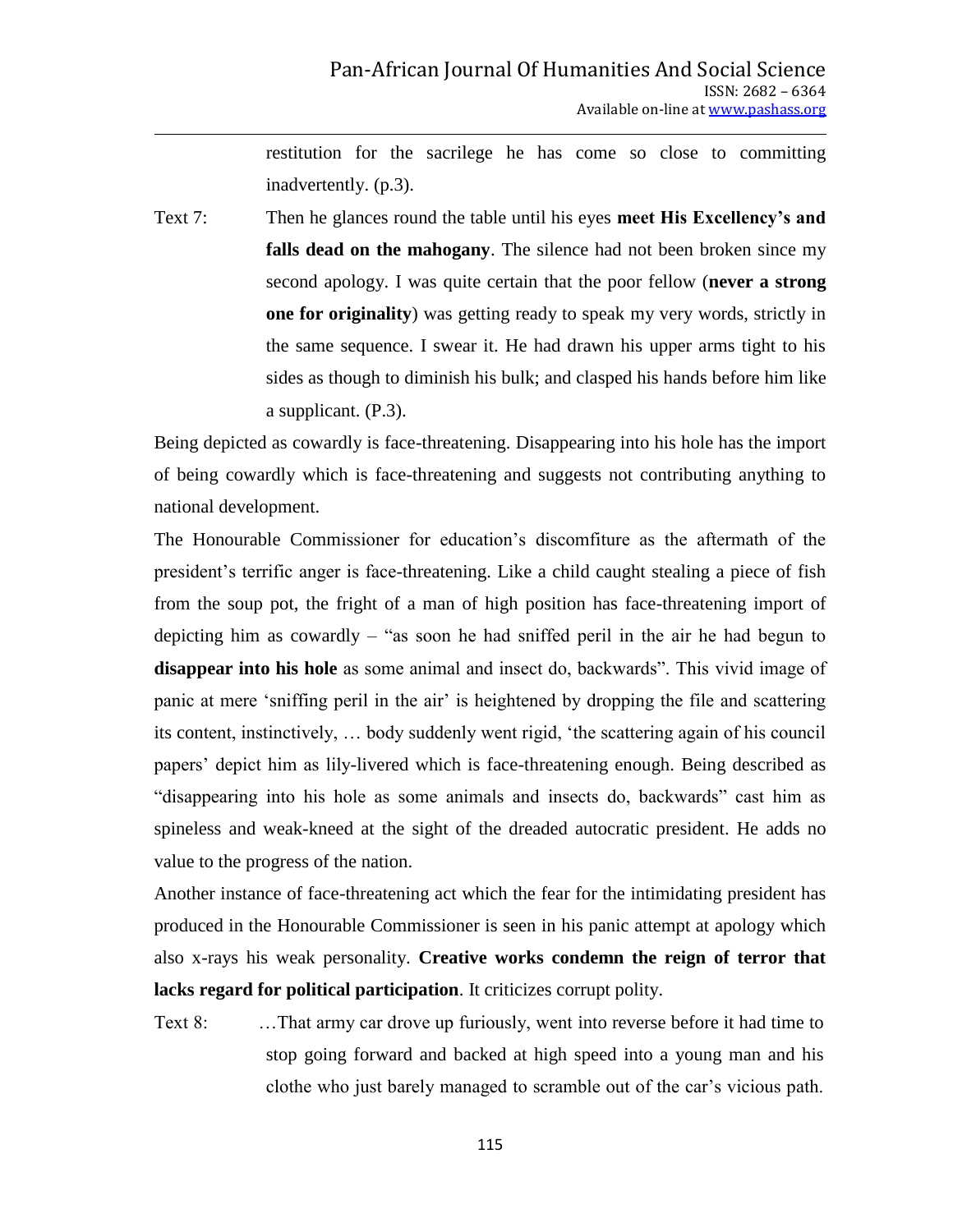restitution for the sacrilege he has come so close to committing inadvertently. (p.3).

Text 7: Then he glances round the table until his eyes **meet His Excellency's and falls dead on the mahogany**. The silence had not been broken since my second apology. I was quite certain that the poor fellow (**never a strong one for originality**) was getting ready to speak my very words, strictly in the same sequence. I swear it. He had drawn his upper arms tight to his sides as though to diminish his bulk; and clasped his hands before him like a supplicant. (P.3).

Being depicted as cowardly is face-threatening. Disappearing into his hole has the import of being cowardly which is face-threatening and suggests not contributing anything to national development.

The Honourable Commissioner for education's discomfiture as the aftermath of the president's terrific anger is face-threatening. Like a child caught stealing a piece of fish from the soup pot, the fright of a man of high position has face-threatening import of depicting him as cowardly – "as soon he had sniffed peril in the air he had begun to **disappear into his hole** as some animal and insect do, backwards". This vivid image of panic at mere 'sniffing peril in the air' is heightened by dropping the file and scattering its content, instinctively, … body suddenly went rigid, 'the scattering again of his council papers' depict him as lily-livered which is face-threatening enough. Being described as "disappearing into his hole as some animals and insects do, backwards" cast him as spineless and weak-kneed at the sight of the dreaded autocratic president. He adds no value to the progress of the nation.

Another instance of face-threatening act which the fear for the intimidating president has produced in the Honourable Commissioner is seen in his panic attempt at apology which also x-rays his weak personality. **Creative works condemn the reign of terror that lacks regard for political participation**. It criticizes corrupt polity.

Text 8: …That army car drove up furiously, went into reverse before it had time to stop going forward and backed at high speed into a young man and his clothe who just barely managed to scramble out of the car's vicious path.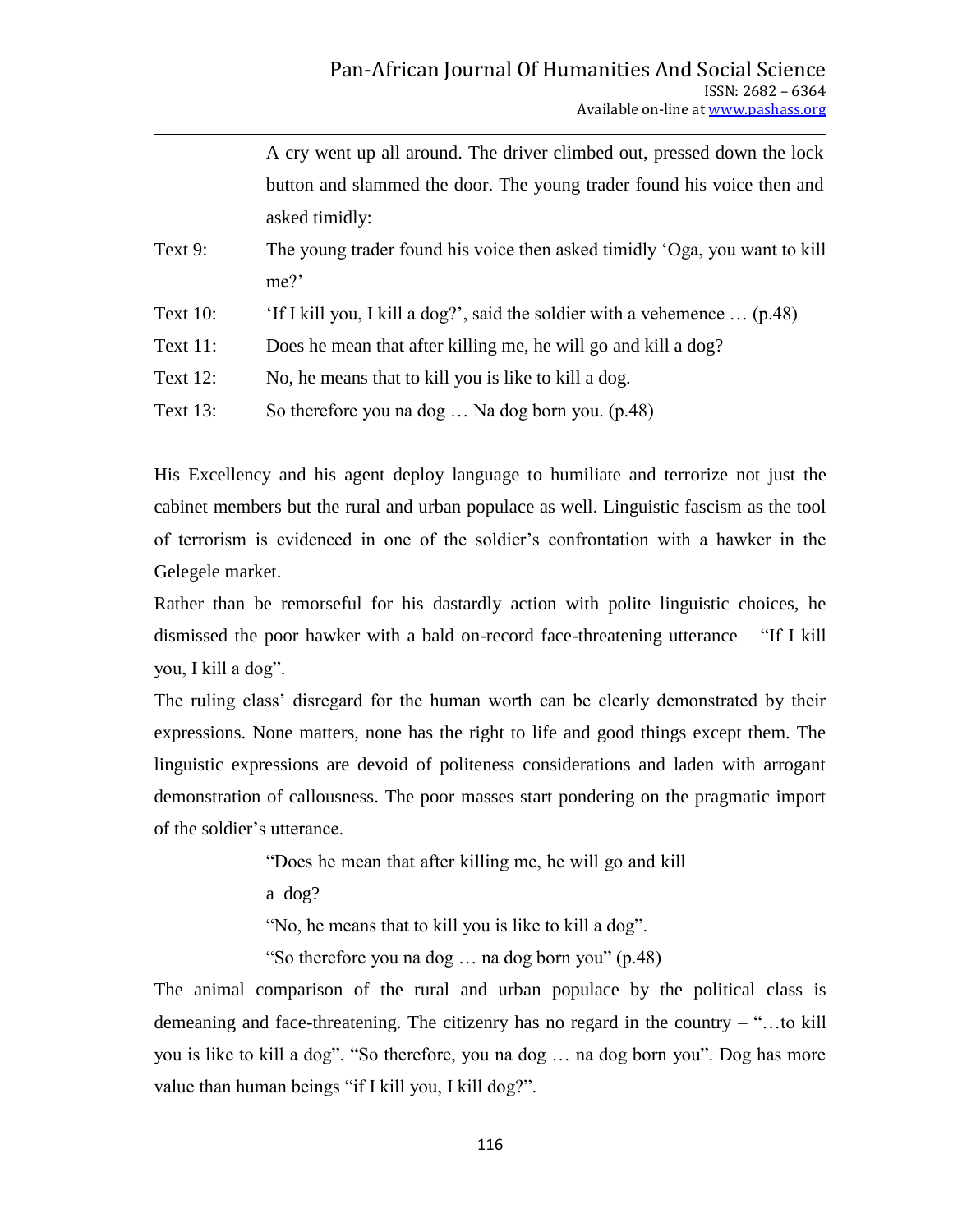A cry went up all around. The driver climbed out, pressed down the lock button and slammed the door. The young trader found his voice then and asked timidly:

Text 9: The young trader found his voice then asked timidly 'Oga, you want to kill me?'

Text 10: 'If I kill you, I kill a dog?', said the soldier with a vehemence … (p.48)

Text 11: Does he mean that after killing me, he will go and kill a dog?

Text 12: No, he means that to kill you is like to kill a dog.

Text 13: So therefore you na dog … Na dog born you. (p.48)

His Excellency and his agent deploy language to humiliate and terrorize not just the cabinet members but the rural and urban populace as well. Linguistic fascism as the tool of terrorism is evidenced in one of the soldier's confrontation with a hawker in the Gelegele market.

Rather than be remorseful for his dastardly action with polite linguistic choices, he dismissed the poor hawker with a bald on-record face-threatening utterance – "If I kill you, I kill a dog".

The ruling class' disregard for the human worth can be clearly demonstrated by their expressions. None matters, none has the right to life and good things except them. The linguistic expressions are devoid of politeness considerations and laden with arrogant demonstration of callousness. The poor masses start pondering on the pragmatic import of the soldier's utterance.

> "Does he mean that after killing me, he will go and kill a dog?
>
> "No, he means that to kill you is like to kill a dog".
>
> "So therefore you na dog … na dog born you" (p.48)

The animal comparison of the rural and urban populace by the political class is demeaning and face-threatening. The citizenry has no regard in the country – "…to kill you is like to kill a dog". "So therefore, you na dog … na dog born you". Dog has more value than human beings "if I kill you, I kill dog?".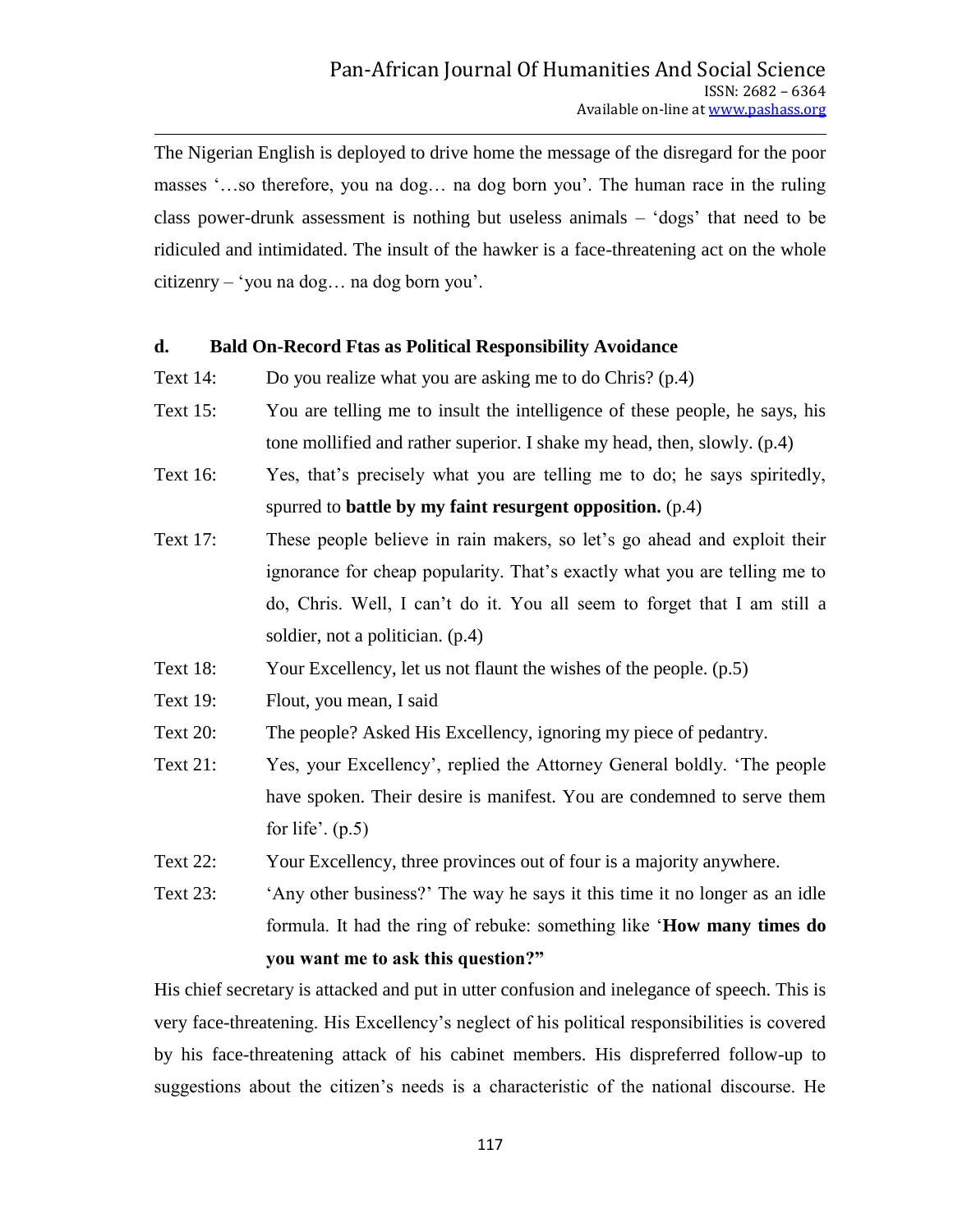The Nigerian English is deployed to drive home the message of the disregard for the poor masses '…so therefore, you na dog… na dog born you'. The human race in the ruling class power-drunk assessment is nothing but useless animals – 'dogs' that need to be ridiculed and intimidated. The insult of the hawker is a face-threatening act on the whole citizenry – 'you na dog… na dog born you'.

### d. Bald On-Record Ftas as Political Responsibility Avoidance

Text 14: Do you realize what you are asking me to do Chris? (p.4)

Text 15: You are telling me to insult the intelligence of these people, he says, his tone mollified and rather superior. I shake my head, then, slowly. (p.4)

Text 16: Yes, that's precisely what you are telling me to do; he says spiritedly, spurred to **battle by my faint resurgent opposition.** (p.4)

Text 17: These people believe in rain makers, so let's go ahead and exploit their ignorance for cheap popularity. That's exactly what you are telling me to do, Chris. Well, I can't do it. You all seem to forget that I am still a soldier, not a politician. (p.4)

Text 18: Your Excellency, let us not flaunt the wishes of the people. (p.5)

Text 19: Flout, you mean, I said

Text 20: The people? Asked His Excellency, ignoring my piece of pedantry.

Text 21: Yes, your Excellency', replied the Attorney General boldly. 'The people have spoken. Their desire is manifest. You are condemned to serve them for life'. (p.5)

Text 22: Your Excellency, three provinces out of four is a majority anywhere.

Text 23: 'Any other business?' The way he says it this time it no longer as an idle formula. It had the ring of rebuke: something like '**How many times do you want me to ask this question?"**

His chief secretary is attacked and put in utter confusion and inelegance of speech. This is very face-threatening. His Excellency's neglect of his political responsibilities is covered by his face-threatening attack of his cabinet members. His dispreferred follow-up to suggestions about the citizen's needs is a characteristic of the national discourse. He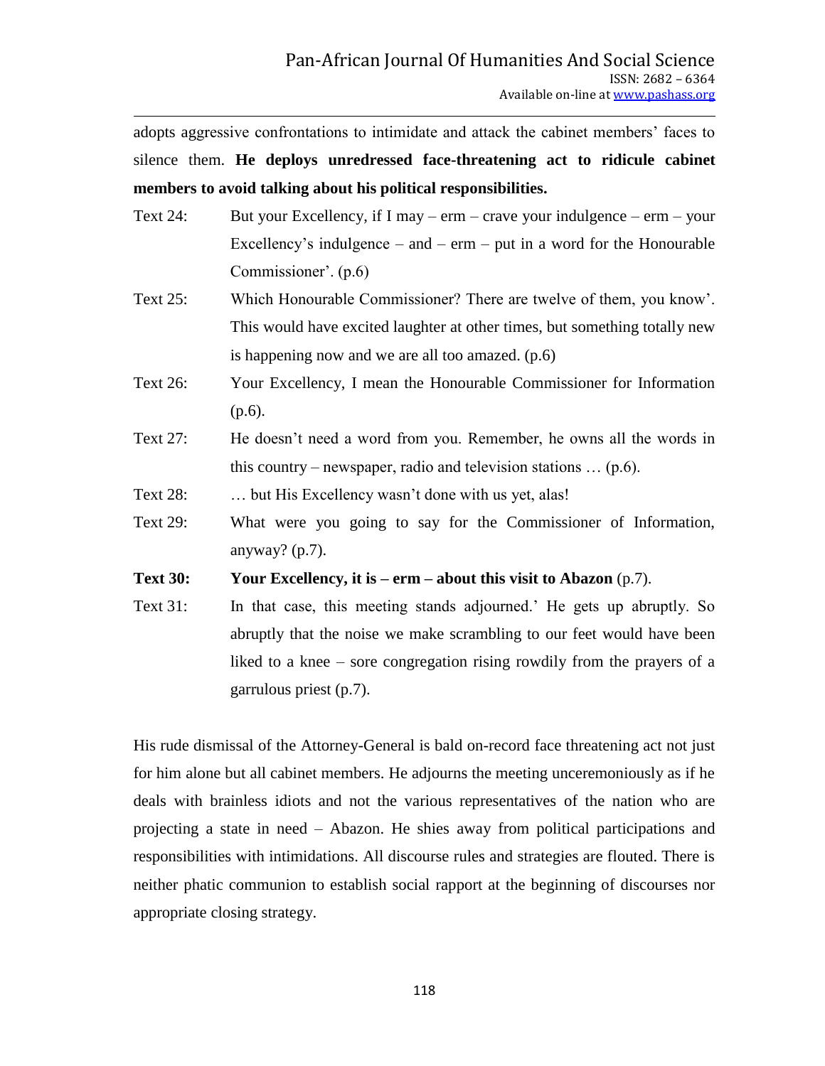adopts aggressive confrontations to intimidate and attack the cabinet members' faces to silence them. **He deploys unredressed face-threatening act to ridicule cabinet members to avoid talking about his political responsibilities.**

Text 24: But your Excellency, if I may – erm – crave your indulgence – erm – your Excellency's indulgence – and – erm – put in a word for the Honourable Commissioner'. (p.6)

Text 25: Which Honourable Commissioner? There are twelve of them, you know'. This would have excited laughter at other times, but something totally new is happening now and we are all too amazed. (p.6)

Text 26: Your Excellency, I mean the Honourable Commissioner for Information (p.6).

Text 27: He doesn't need a word from you. Remember, he owns all the words in this country – newspaper, radio and television stations … (p.6).

Text 28: … but His Excellency wasn't done with us yet, alas!

Text 29: What were you going to say for the Commissioner of Information, anyway? (p.7).

**Text 30: Your Excellency, it is – erm – about this visit to Abazon** (p.7).

Text 31: In that case, this meeting stands adjourned.' He gets up abruptly. So abruptly that the noise we make scrambling to our feet would have been liked to a knee – sore congregation rising rowdily from the prayers of a garrulous priest (p.7).

His rude dismissal of the Attorney-General is bald on-record face threatening act not just for him alone but all cabinet members. He adjourns the meeting unceremoniously as if he deals with brainless idiots and not the various representatives of the nation who are projecting a state in need – Abazon. He shies away from political participations and responsibilities with intimidations. All discourse rules and strategies are flouted. There is neither phatic communion to establish social rapport at the beginning of discourses nor appropriate closing strategy.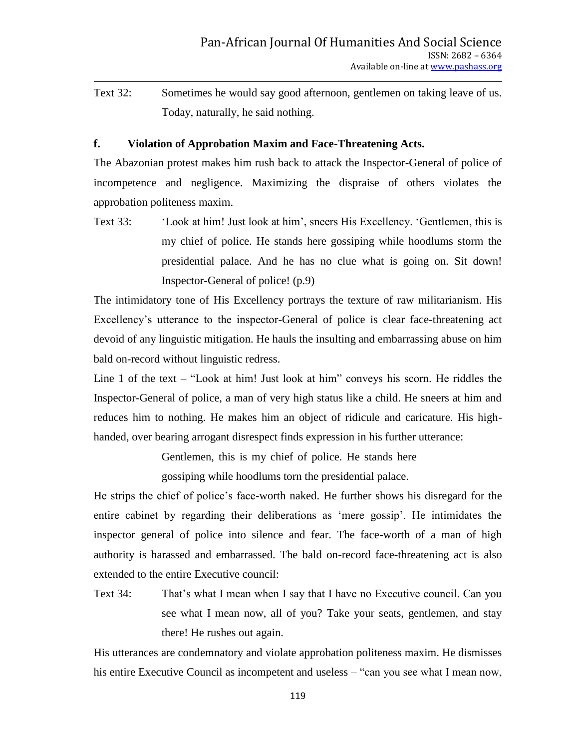Text 32: Sometimes he would say good afternoon, gentlemen on taking leave of us. Today, naturally, he said nothing.

**f. Violation of Approbation Maxim and Face-Threatening Acts.**

The Abazonian protest makes him rush back to attack the Inspector-General of police of incompetence and negligence. Maximizing the dispraise of others violates the approbation politeness maxim.

Text 33: 'Look at him! Just look at him', sneers His Excellency. 'Gentlemen, this is my chief of police. He stands here gossiping while hoodlums storm the presidential palace. And he has no clue what is going on. Sit down! Inspector-General of police! (p.9)

The intimidatory tone of His Excellency portrays the texture of raw militarianism. His Excellency's utterance to the inspector-General of police is clear face-threatening act devoid of any linguistic mitigation. He hauls the insulting and embarrassing abuse on him bald on-record without linguistic redress.

Line 1 of the text – "Look at him! Just look at him" conveys his scorn. He riddles the Inspector-General of police, a man of very high status like a child. He sneers at him and reduces him to nothing. He makes him an object of ridicule and caricature. His high-handed, over bearing arrogant disrespect finds expression in his further utterance:

> Gentlemen, this is my chief of police. He stands here gossiping while hoodlums torn the presidential palace.

He strips the chief of police's face-worth naked. He further shows his disregard for the entire cabinet by regarding their deliberations as 'mere gossip'. He intimidates the inspector general of police into silence and fear. The face-worth of a man of high authority is harassed and embarrassed. The bald on-record face-threatening act is also extended to the entire Executive council:

Text 34: That's what I mean when I say that I have no Executive council. Can you see what I mean now, all of you? Take your seats, gentlemen, and stay there! He rushes out again.

His utterances are condemnatory and violate approbation politeness maxim. He dismisses his entire Executive Council as incompetent and useless – "can you see what I mean now,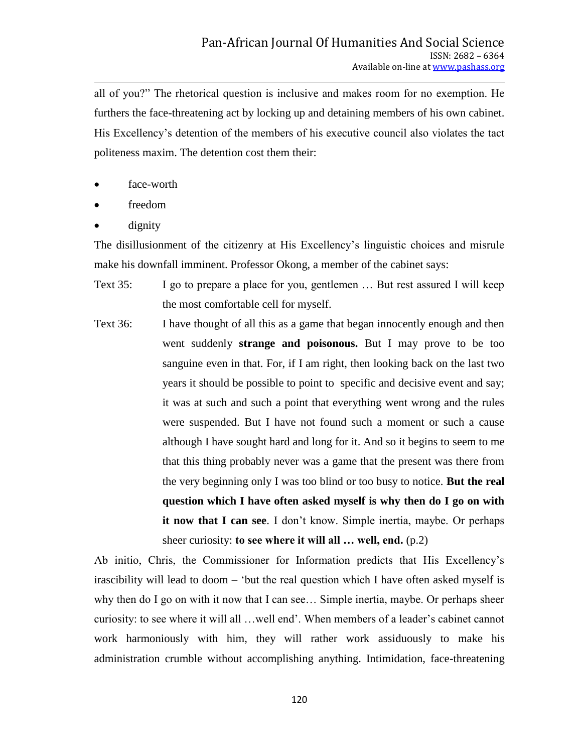all of you?" The rhetorical question is inclusive and makes room for no exemption. He furthers the face-threatening act by locking up and detaining members of his own cabinet. His Excellency's detention of the members of his executive council also violates the tact politeness maxim. The detention cost them their:

- face-worth
- freedom
- dignity

The disillusionment of the citizenry at His Excellency's linguistic choices and misrule make his downfall imminent. Professor Okong, a member of the cabinet says:

Text 35: I go to prepare a place for you, gentlemen … But rest assured I will keep the most comfortable cell for myself.

Text 36: I have thought of all this as a game that began innocently enough and then went suddenly **strange and poisonous.** But I may prove to be too sanguine even in that. For, if I am right, then looking back on the last two years it should be possible to point to specific and decisive event and say; it was at such and such a point that everything went wrong and the rules were suspended. But I have not found such a moment or such a cause although I have sought hard and long for it. And so it begins to seem to me that this thing probably never was a game that the present was there from the very beginning only I was too blind or too busy to notice. **But the real question which I have often asked myself is why then do I go on with it now that I can see**. I don't know. Simple inertia, maybe. Or perhaps sheer curiosity: **to see where it will all … well, end.** (p.2)

Ab initio, Chris, the Commissioner for Information predicts that His Excellency's irascibility will lead to doom – 'but the real question which I have often asked myself is why then do I go on with it now that I can see… Simple inertia, maybe. Or perhaps sheer curiosity: to see where it will all …well end'. When members of a leader's cabinet cannot work harmoniously with him, they will rather work assiduously to make his administration crumble without accomplishing anything. Intimidation, face-threatening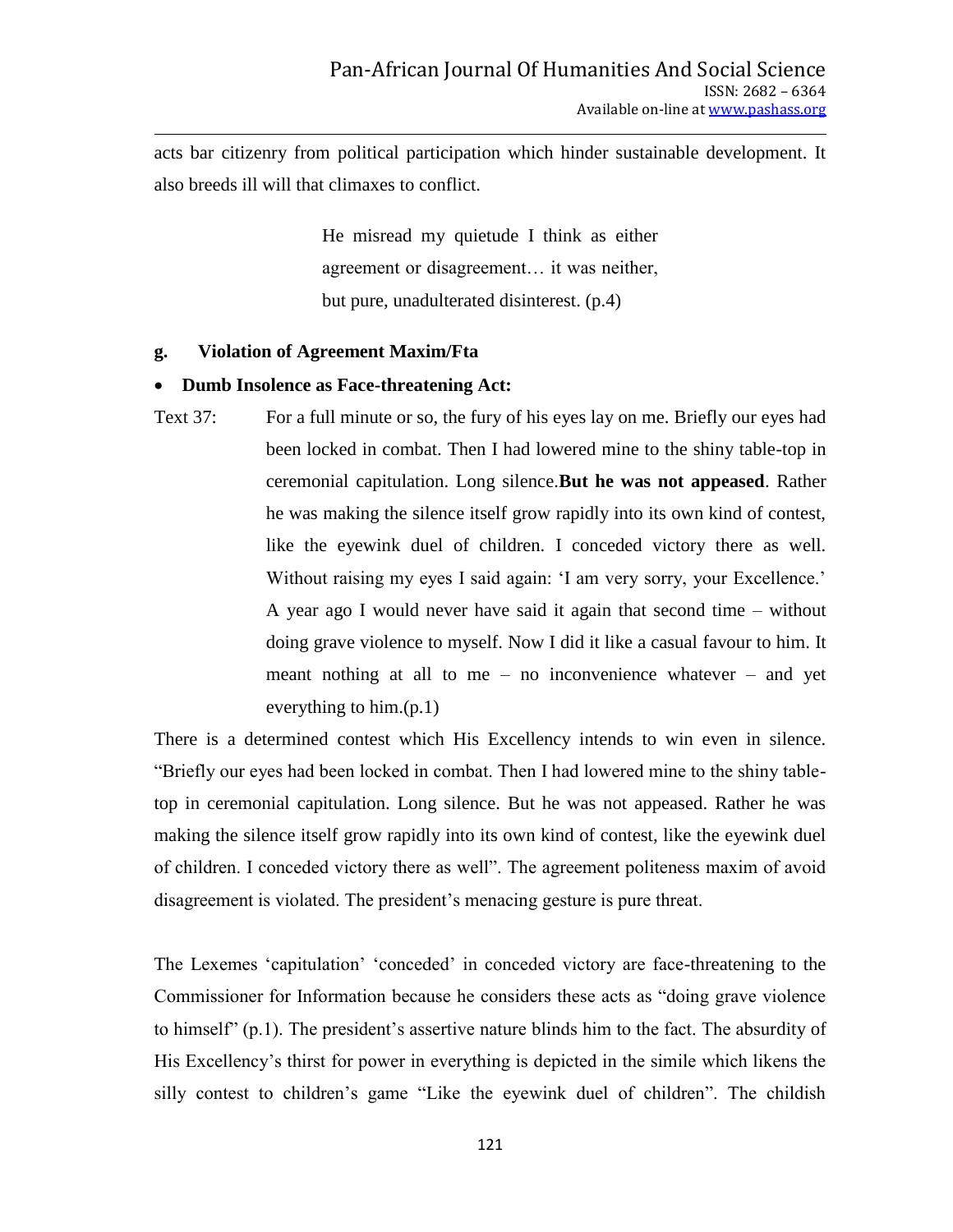acts bar citizenry from political participation which hinder sustainable development. It also breeds ill will that climaxes to conflict.

> He misread my quietude I think as either agreement or disagreement… it was neither, but pure, unadulterated disinterest. (p.4)

**g. Violation of Agreement Maxim/Fta**

- **Dumb Insolence as Face-threatening Act:**

Text 37: For a full minute or so, the fury of his eyes lay on me. Briefly our eyes had been locked in combat. Then I had lowered mine to the shiny table-top in ceremonial capitulation. Long silence.**But he was not appeased**. Rather he was making the silence itself grow rapidly into its own kind of contest, like the eyewink duel of children. I conceded victory there as well. Without raising my eyes I said again: 'I am very sorry, your Excellence.' A year ago I would never have said it again that second time – without doing grave violence to myself. Now I did it like a casual favour to him. It meant nothing at all to me – no inconvenience whatever – and yet everything to him.(p.1)

There is a determined contest which His Excellency intends to win even in silence. "Briefly our eyes had been locked in combat. Then I had lowered mine to the shiny table-top in ceremonial capitulation. Long silence. But he was not appeased. Rather he was making the silence itself grow rapidly into its own kind of contest, like the eyewink duel of children. I conceded victory there as well". The agreement politeness maxim of avoid disagreement is violated. The president's menacing gesture is pure threat.

The Lexemes 'capitulation' 'conceded' in conceded victory are face-threatening to the Commissioner for Information because he considers these acts as "doing grave violence to himself" (p.1). The president's assertive nature blinds him to the fact. The absurdity of His Excellency's thirst for power in everything is depicted in the simile which likens the silly contest to children's game "Like the eyewink duel of children". The childish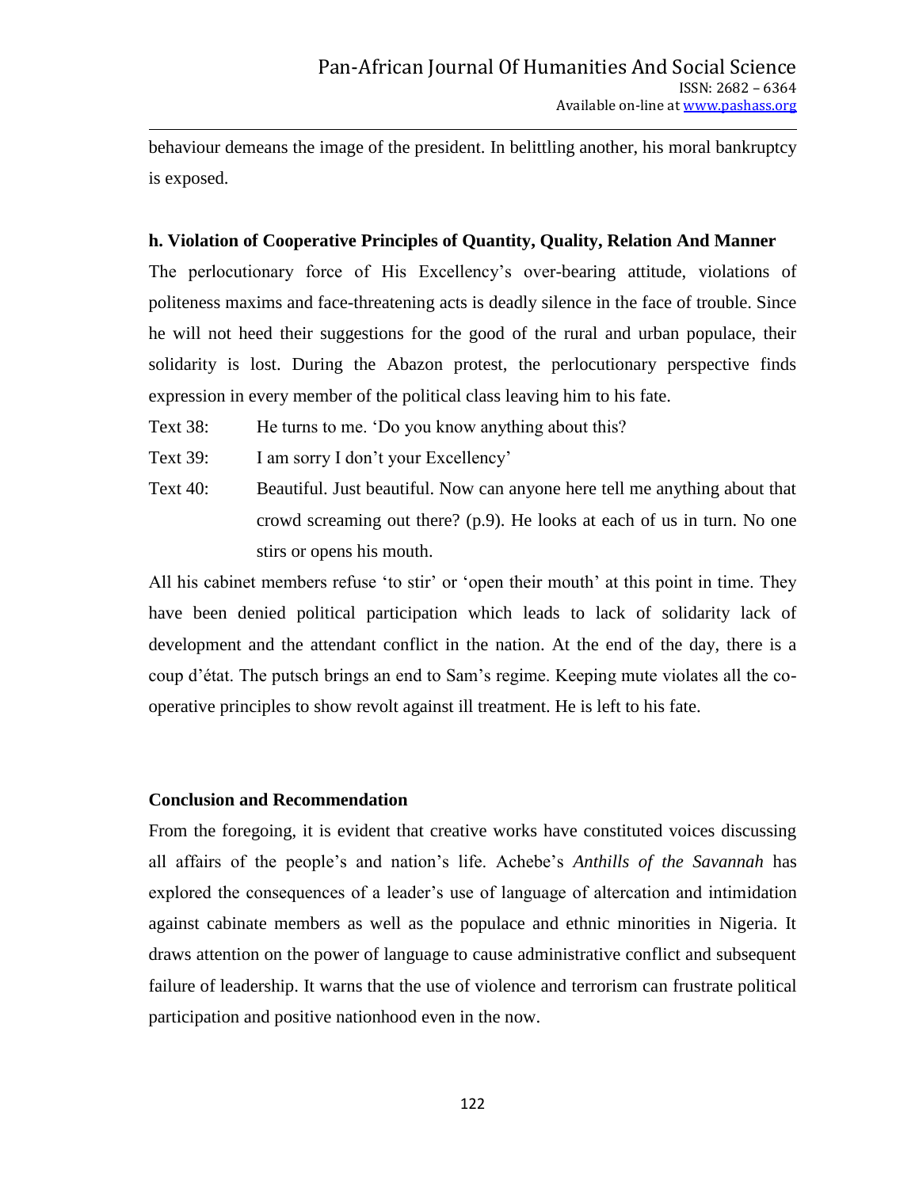behaviour demeans the image of the president. In belittling another, his moral bankruptcy is exposed.

**h. Violation of Cooperative Principles of Quantity, Quality, Relation And Manner**

The perlocutionary force of His Excellency's over-bearing attitude, violations of politeness maxims and face-threatening acts is deadly silence in the face of trouble. Since he will not heed their suggestions for the good of the rural and urban populace, their solidarity is lost. During the Abazon protest, the perlocutionary perspective finds expression in every member of the political class leaving him to his fate.

Text 38: He turns to me. 'Do you know anything about this?

Text 39: I am sorry I don't your Excellency'

Text 40: Beautiful. Just beautiful. Now can anyone here tell me anything about that crowd screaming out there? (p.9). He looks at each of us in turn. No one stirs or opens his mouth.

All his cabinet members refuse 'to stir' or 'open their mouth' at this point in time. They have been denied political participation which leads to lack of solidarity lack of development and the attendant conflict in the nation. At the end of the day, there is a coup d'état. The putsch brings an end to Sam's regime. Keeping mute violates all the co-operative principles to show revolt against ill treatment. He is left to his fate.

**Conclusion and Recommendation**

From the foregoing, it is evident that creative works have constituted voices discussing all affairs of the people's and nation's life. Achebe's *Anthills of the Savannah* has explored the consequences of a leader's use of language of altercation and intimidation against cabinate members as well as the populace and ethnic minorities in Nigeria. It draws attention on the power of language to cause administrative conflict and subsequent failure of leadership. It warns that the use of violence and terrorism can frustrate political participation and positive nationhood even in the now.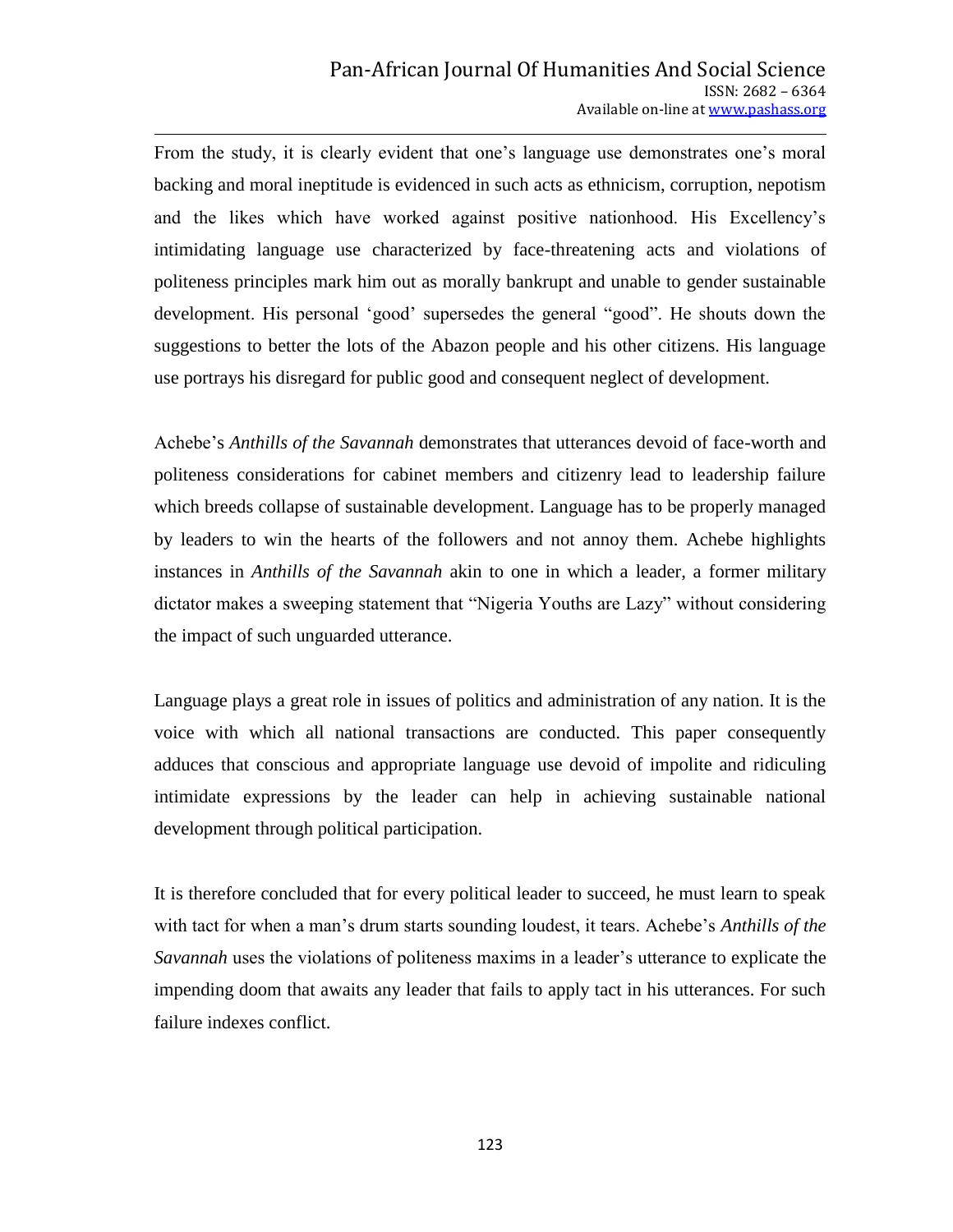From the study, it is clearly evident that one's language use demonstrates one's moral backing and moral ineptitude is evidenced in such acts as ethnicism, corruption, nepotism and the likes which have worked against positive nationhood. His Excellency's intimidating language use characterized by face-threatening acts and violations of politeness principles mark him out as morally bankrupt and unable to gender sustainable development. His personal 'good' supersedes the general "good". He shouts down the suggestions to better the lots of the Abazon people and his other citizens. His language use portrays his disregard for public good and consequent neglect of development.

Achebe's *Anthills of the Savannah* demonstrates that utterances devoid of face-worth and politeness considerations for cabinet members and citizenry lead to leadership failure which breeds collapse of sustainable development. Language has to be properly managed by leaders to win the hearts of the followers and not annoy them. Achebe highlights instances in *Anthills of the Savannah* akin to one in which a leader, a former military dictator makes a sweeping statement that "Nigeria Youths are Lazy" without considering the impact of such unguarded utterance.

Language plays a great role in issues of politics and administration of any nation. It is the voice with which all national transactions are conducted. This paper consequently adduces that conscious and appropriate language use devoid of impolite and ridiculing intimidate expressions by the leader can help in achieving sustainable national development through political participation.

It is therefore concluded that for every political leader to succeed, he must learn to speak with tact for when a man's drum starts sounding loudest, it tears. Achebe's *Anthills of the Savannah* uses the violations of politeness maxims in a leader's utterance to explicate the impending doom that awaits any leader that fails to apply tact in his utterances. For such failure indexes conflict.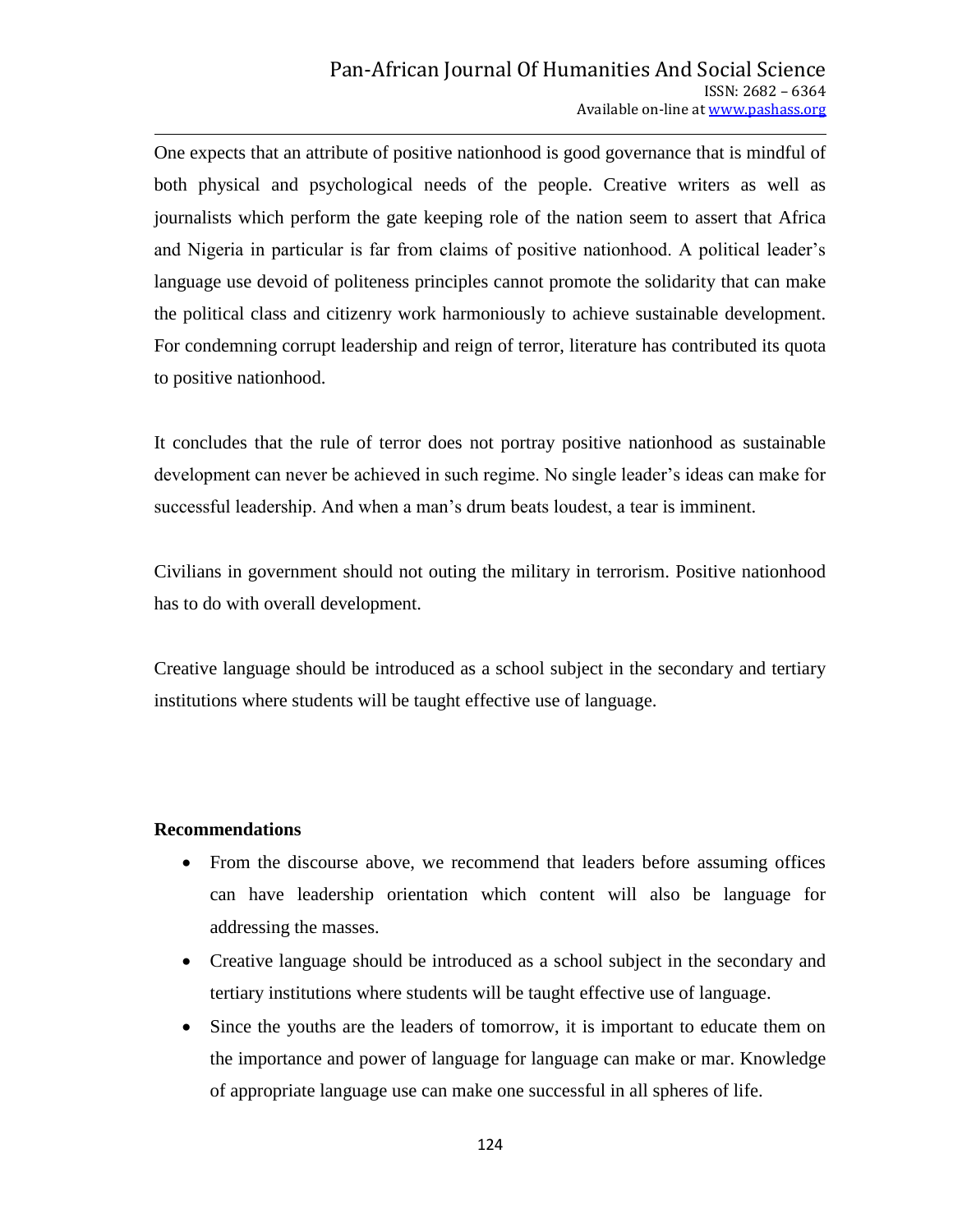One expects that an attribute of positive nationhood is good governance that is mindful of both physical and psychological needs of the people. Creative writers as well as journalists which perform the gate keeping role of the nation seem to assert that Africa and Nigeria in particular is far from claims of positive nationhood. A political leader's language use devoid of politeness principles cannot promote the solidarity that can make the political class and citizenry work harmoniously to achieve sustainable development. For condemning corrupt leadership and reign of terror, literature has contributed its quota to positive nationhood.

It concludes that the rule of terror does not portray positive nationhood as sustainable development can never be achieved in such regime. No single leader's ideas can make for successful leadership. And when a man's drum beats loudest, a tear is imminent.

Civilians in government should not outing the military in terrorism. Positive nationhood has to do with overall development.

Creative language should be introduced as a school subject in the secondary and tertiary institutions where students will be taught effective use of language.

**Recommendations**

- From the discourse above, we recommend that leaders before assuming offices can have leadership orientation which content will also be language for addressing the masses.
- Creative language should be introduced as a school subject in the secondary and tertiary institutions where students will be taught effective use of language.
- Since the youths are the leaders of tomorrow, it is important to educate them on the importance and power of language for language can make or mar. Knowledge of appropriate language use can make one successful in all spheres of life.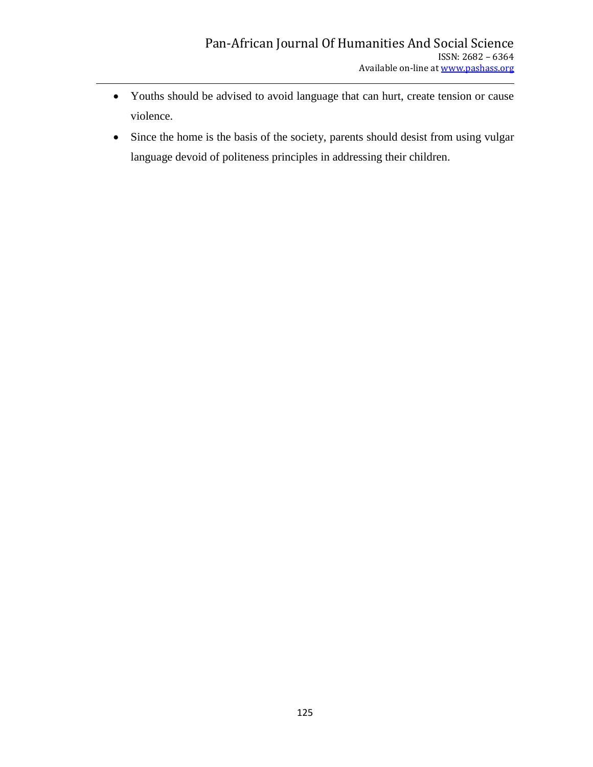- Youths should be advised to avoid language that can hurt, create tension or cause violence.
- Since the home is the basis of the society, parents should desist from using vulgar language devoid of politeness principles in addressing their children.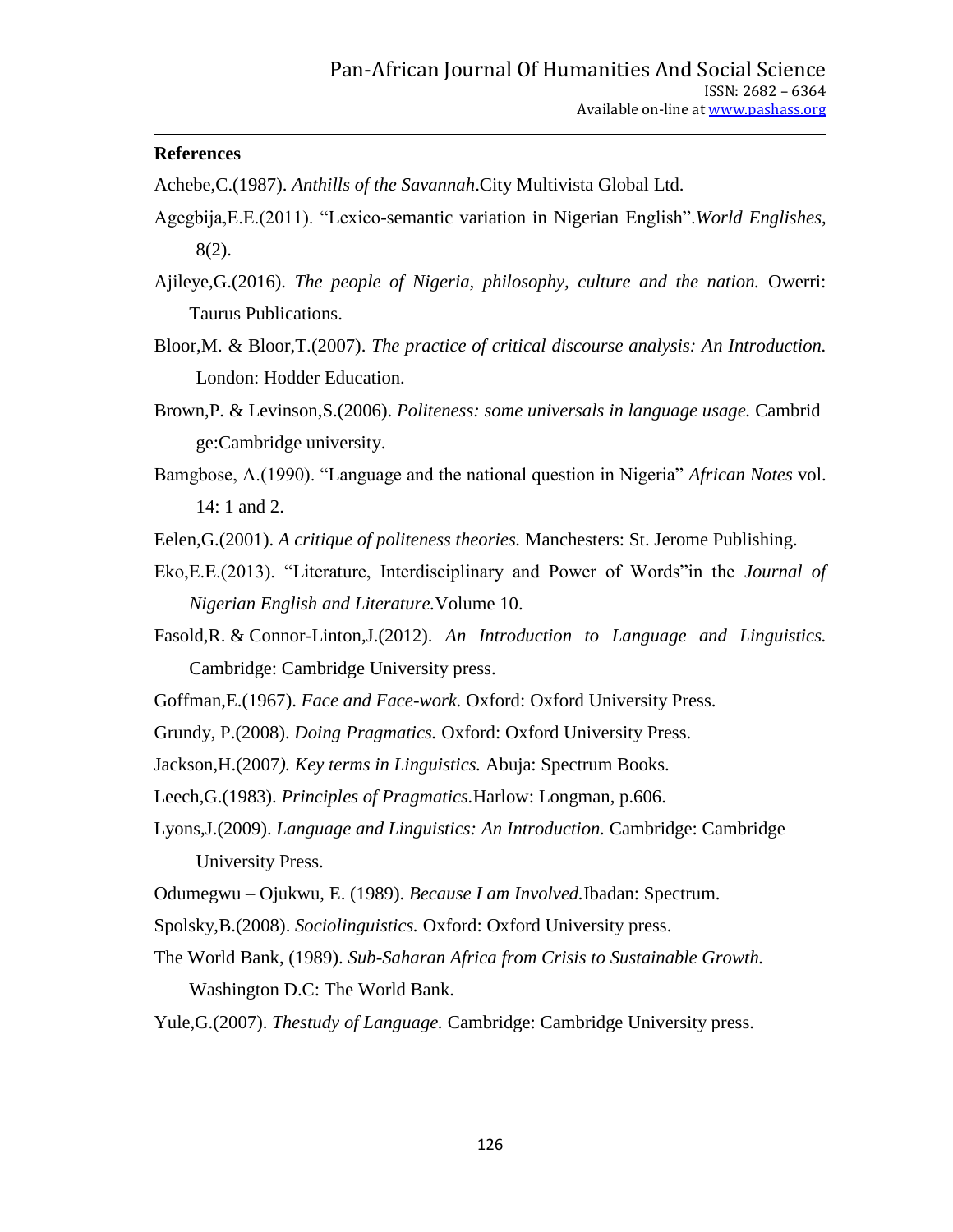**References**

Achebe,C.(1987). *Anthills of the Savannah*.City Multivista Global Ltd.

Agegbija,E.E.(2011). "Lexico-semantic variation in Nigerian English".*World Englishes*, 8(2).

Ajileye,G.(2016). *The people of Nigeria, philosophy, culture and the nation.* Owerri: Taurus Publications.

Bloor,M. & Bloor,T.(2007). *The practice of critical discourse analysis: An Introduction.* London: Hodder Education.

Brown,P. & Levinson,S.(2006). *Politeness: some universals in language usage.* Cambrid ge:Cambridge university.

Bamgbose, A.(1990). "Language and the national question in Nigeria" *African Notes* vol. 14: 1 and 2.

Eelen,G.(2001). *A critique of politeness theories.* Manchesters: St. Jerome Publishing.

Eko,E.E.(2013). "Literature, Interdisciplinary and Power of Words"in the *Journal of Nigerian English and Literature.*Volume 10.

Fasold,R. & Connor-Linton,J.(2012). *An Introduction to Language and Linguistics.* Cambridge: Cambridge University press.

Goffman,E.(1967). *Face and Face-work.* Oxford: Oxford University Press.

Grundy, P.(2008). *Doing Pragmatics.* Oxford: Oxford University Press.

Jackson,H.(2007*). Key terms in Linguistics.* Abuja: Spectrum Books.

Leech,G.(1983). *Principles of Pragmatics.*Harlow: Longman, p.606.

Lyons,J.(2009). *Language and Linguistics: An Introduction.* Cambridge: Cambridge University Press.

Odumegwu – Ojukwu, E. (1989). *Because I am Involved.*Ibadan: Spectrum.

Spolsky,B.(2008). *Sociolinguistics.* Oxford: Oxford University press.

The World Bank, (1989). *Sub-Saharan Africa from Crisis to Sustainable Growth.* Washington D.C: The World Bank.

Yule,G.(2007). *Thestudy of Language.* Cambridge: Cambridge University press.